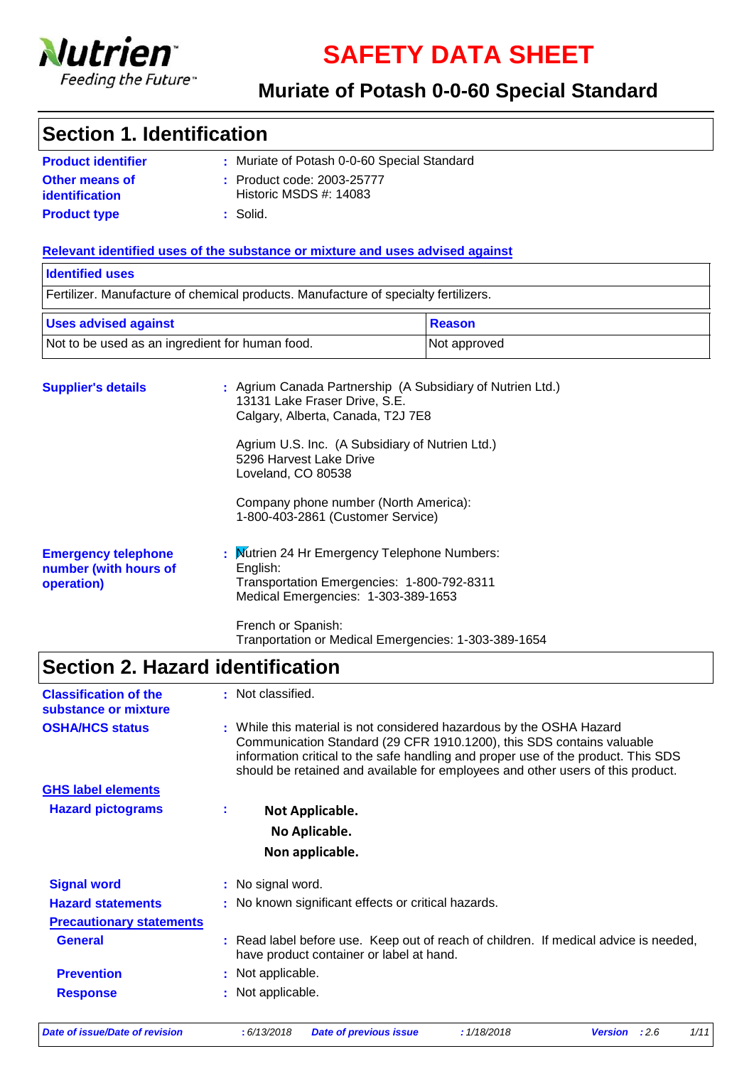# SAFETY DATA SHEET

## Muriate of Potash 0-0-60 Special Standard

## Section 1. Identification

**Product identifier** : Muriate of Potash 0-0-60 Special Standard

**Other means of identification** : Product code: 2003-25777
Historic MSDS #: 14083

**Product type** : Solid.

**Relevant identified uses of the substance or mixture and uses advised against**

| Identified uses | |
|---|---|
| Fertilizer. Manufacture of chemical products. Manufacture of specialty fertilizers. | |

| Uses advised against | Reason |
|---|---|
| Not to be used as an ingredient for human food. | Not approved |

**Supplier's details** : Agrium Canada Partnership (A Subsidiary of Nutrien Ltd.)
13131 Lake Fraser Drive, S.E.
Calgary, Alberta, Canada, T2J 7E8

Agrium U.S. Inc. (A Subsidiary of Nutrien Ltd.)
5296 Harvest Lake Drive
Loveland, CO 80538

Company phone number (North America):
1-800-403-2861 (Customer Service)

**Emergency telephone number (with hours of operation)** : Nutrien 24 Hr Emergency Telephone Numbers:
English:
Transportation Emergencies: 1-800-792-8311
Medical Emergencies: 1-303-389-1653

French or Spanish:
Tranportation or Medical Emergencies: 1-303-389-1654

## Section 2. Hazard identification

**Classification of the substance or mixture** : Not classified.

**OSHA/HCS status** : While this material is not considered hazardous by the OSHA Hazard Communication Standard (29 CFR 1910.1200), this SDS contains valuable information critical to the safe handling and proper use of the product. This SDS should be retained and available for employees and other users of this product.

**GHS label elements**

**Hazard pictograms** :
**Not Applicable.**
**No Aplicable.**
**Non applicable.**

**Signal word** : No signal word.

**Hazard statements** : No known significant effects or critical hazards.

**Precautionary statements**

**General** : Read label before use. Keep out of reach of children. If medical advice is needed, have product container or label at hand.

**Prevention** : Not applicable.

**Response** : Not applicable.

*Date of issue/Date of revision* : 6/13/2018 *Date of previous issue* : 1/18/2018 *Version* : 2.6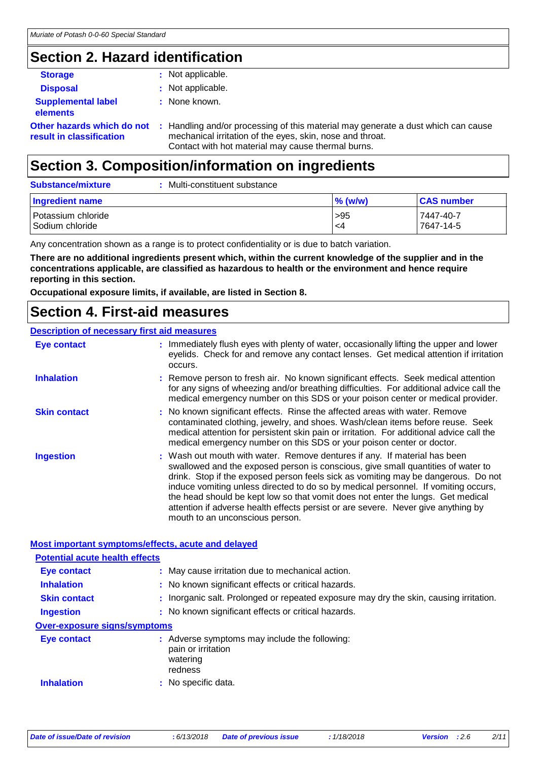## Section 2. Hazard identification

**Storage** : Not applicable.

**Disposal** : Not applicable.

**Supplemental label elements** : None known.

**Other hazards which do not result in classification** : Handling and/or processing of this material may generate a dust which can cause mechanical irritation of the eyes, skin, nose and throat. Contact with hot material may cause thermal burns.

## Section 3. Composition/information on ingredients

**Substance/mixture** : Multi-constituent substance

| Ingredient name | % (w/w) | CAS number |
|---|---|---|
| Potassium chloride | >95 | 7447-40-7 |
| Sodium chloride | <4 | 7647-14-5 |

Any concentration shown as a range is to protect confidentiality or is due to batch variation.

**There are no additional ingredients present which, within the current knowledge of the supplier and in the concentrations applicable, are classified as hazardous to health or the environment and hence require reporting in this section.**

**Occupational exposure limits, if available, are listed in Section 8.**

## Section 4. First-aid measures

### Description of necessary first aid measures

**Eye contact** : Immediately flush eyes with plenty of water, occasionally lifting the upper and lower eyelids. Check for and remove any contact lenses. Get medical attention if irritation occurs.

**Inhalation** : Remove person to fresh air. No known significant effects. Seek medical attention for any signs of wheezing and/or breathing difficulties. For additional advice call the medical emergency number on this SDS or your poison center or medical provider.

**Skin contact** : No known significant effects. Rinse the affected areas with water. Remove contaminated clothing, jewelry, and shoes. Wash/clean items before reuse. Seek medical attention for persistent skin pain or irritation. For additional advice call the medical emergency number on this SDS or your poison center or doctor.

**Ingestion** : Wash out mouth with water. Remove dentures if any. If material has been swallowed and the exposed person is conscious, give small quantities of water to drink. Stop if the exposed person feels sick as vomiting may be dangerous. Do not induce vomiting unless directed to do so by medical personnel. If vomiting occurs, the head should be kept low so that vomit does not enter the lungs. Get medical attention if adverse health effects persist or are severe. Never give anything by mouth to an unconscious person.

### Most important symptoms/effects, acute and delayed

#### Potential acute health effects

**Eye contact** : May cause irritation due to mechanical action.

**Inhalation** : No known significant effects or critical hazards.

**Skin contact** : Inorganic salt. Prolonged or repeated exposure may dry the skin, causing irritation.

**Ingestion** : No known significant effects or critical hazards.

#### Over-exposure signs/symptoms

**Eye contact** : Adverse symptoms may include the following:
pain or irritation
watering
redness

**Inhalation** : No specific data.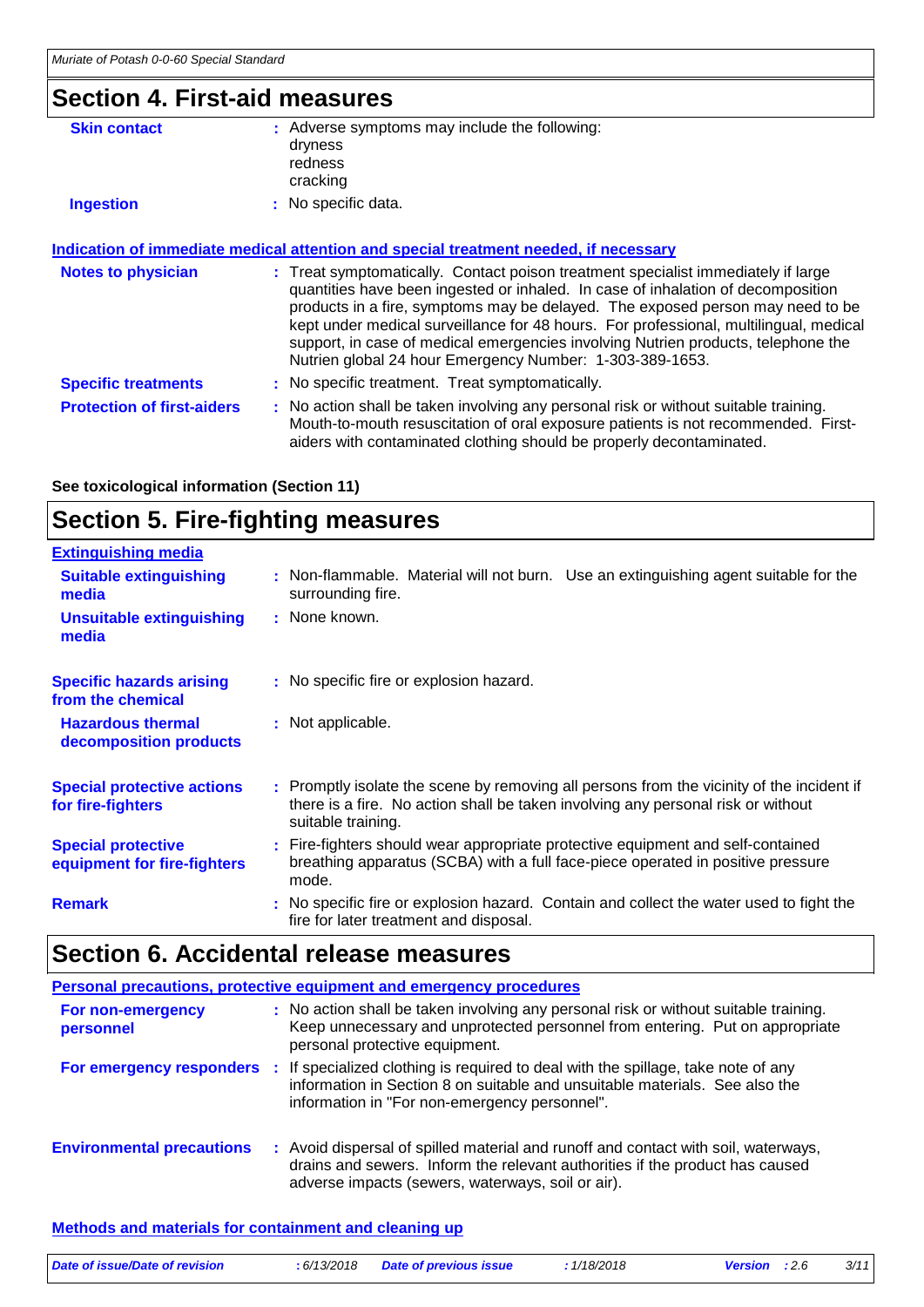## Section 4. First-aid measures

| | |
|---|---|
| **Skin contact** | Adverse symptoms may include the following:<br>dryness<br>redness<br>cracking |
| **Ingestion** | No specific data. |

**Indication of immediate medical attention and special treatment needed, if necessary**

| | |
|---|---|
| **Notes to physician** | Treat symptomatically. Contact poison treatment specialist immediately if large quantities have been ingested or inhaled. In case of inhalation of decomposition products in a fire, symptoms may be delayed. The exposed person may need to be kept under medical surveillance for 48 hours. For professional, multilingual, medical support, in case of medical emergencies involving Nutrien products, telephone the Nutrien global 24 hour Emergency Number: 1-303-389-1653. |
| **Specific treatments** | No specific treatment. Treat symptomatically. |
| **Protection of first-aiders** | No action shall be taken involving any personal risk or without suitable training. Mouth-to-mouth resuscitation of oral exposure patients is not recommended. First-aiders with contaminated clothing should be properly decontaminated. |

**See toxicological information (Section 11)**

## Section 5. Fire-fighting measures

**Extinguishing media**

| | |
|---|---|
| **Suitable extinguishing media** | Non-flammable. Material will not burn. Use an extinguishing agent suitable for the surrounding fire. |
| **Unsuitable extinguishing media** | None known. |
| **Specific hazards arising from the chemical** | No specific fire or explosion hazard. |
| **Hazardous thermal decomposition products** | Not applicable. |
| **Special protective actions for fire-fighters** | Promptly isolate the scene by removing all persons from the vicinity of the incident if there is a fire. No action shall be taken involving any personal risk or without suitable training. |
| **Special protective equipment for fire-fighters** | Fire-fighters should wear appropriate protective equipment and self-contained breathing apparatus (SCBA) with a full face-piece operated in positive pressure mode. |
| **Remark** | No specific fire or explosion hazard. Contain and collect the water used to fight the fire for later treatment and disposal. |

## Section 6. Accidental release measures

**Personal precautions, protective equipment and emergency procedures**

| | |
|---|---|
| **For non-emergency personnel** | No action shall be taken involving any personal risk or without suitable training. Keep unnecessary and unprotected personnel from entering. Put on appropriate personal protective equipment. |
| **For emergency responders** | If specialized clothing is required to deal with the spillage, take note of any information in Section 8 on suitable and unsuitable materials. See also the information in "For non-emergency personnel". |
| **Environmental precautions** | Avoid dispersal of spilled material and runoff and contact with soil, waterways, drains and sewers. Inform the relevant authorities if the product has caused adverse impacts (sewers, waterways, soil or air). |

**Methods and materials for containment and cleaning up**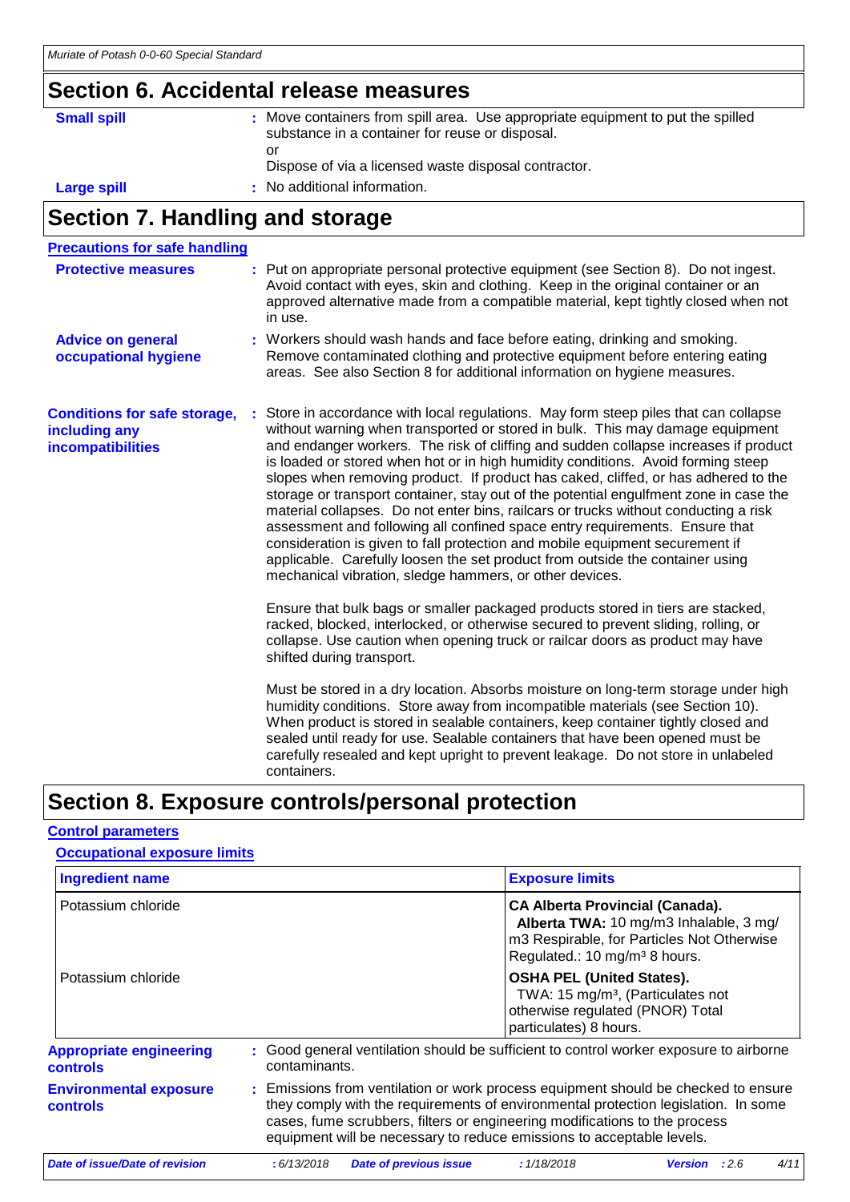## Section 6. Accidental release measures

**Small spill** : Move containers from spill area. Use appropriate equipment to put the spilled substance in a container for reuse or disposal.
or
Dispose of via a licensed waste disposal contractor.

**Large spill** : No additional information.

## Section 7. Handling and storage

**Precautions for safe handling**

**Protective measures** : Put on appropriate personal protective equipment (see Section 8). Do not ingest. Avoid contact with eyes, skin and clothing. Keep in the original container or an approved alternative made from a compatible material, kept tightly closed when not in use.

**Advice on general occupational hygiene** : Workers should wash hands and face before eating, drinking and smoking. Remove contaminated clothing and protective equipment before entering eating areas. See also Section 8 for additional information on hygiene measures.

**Conditions for safe storage, including any incompatibilities** : Store in accordance with local regulations. May form steep piles that can collapse without warning when transported or stored in bulk. This may damage equipment and endanger workers. The risk of cliffing and sudden collapse increases if product is loaded or stored when hot or in high humidity conditions. Avoid forming steep slopes when removing product. If product has caked, cliffed, or has adhered to the storage or transport container, stay out of the potential engulfment zone in case the material collapses. Do not enter bins, railcars or trucks without conducting a risk assessment and following all confined space entry requirements. Ensure that consideration is given to fall protection and mobile equipment securement if applicable. Carefully loosen the set product from outside the container using mechanical vibration, sledge hammers, or other devices.

Ensure that bulk bags or smaller packaged products stored in tiers are stacked, racked, blocked, interlocked, or otherwise secured to prevent sliding, rolling, or collapse. Use caution when opening truck or railcar doors as product may have shifted during transport.

Must be stored in a dry location. Absorbs moisture on long-term storage under high humidity conditions. Store away from incompatible materials (see Section 10). When product is stored in sealable containers, keep container tightly closed and sealed until ready for use. Sealable containers that have been opened must be carefully resealed and kept upright to prevent leakage. Do not store in unlabeled containers.

## Section 8. Exposure controls/personal protection

**Control parameters**

**Occupational exposure limits**

| Ingredient name | Exposure limits |
|---|---|
| Potassium chloride | **CA Alberta Provincial (Canada).** **Alberta TWA:** 10 mg/m3 Inhalable, 3 mg/m3 Respirable, for Particles Not Otherwise Regulated.: 10 mg/m³ 8 hours. |
| Potassium chloride | **OSHA PEL (United States).** TWA: 15 mg/m³, (Particulates not otherwise regulated (PNOR) Total particulates) 8 hours. |

**Appropriate engineering controls** : Good general ventilation should be sufficient to control worker exposure to airborne contaminants.

**Environmental exposure controls** : Emissions from ventilation or work process equipment should be checked to ensure they comply with the requirements of environmental protection legislation. In some cases, fume scrubbers, filters or engineering modifications to the process equipment will be necessary to reduce emissions to acceptable levels.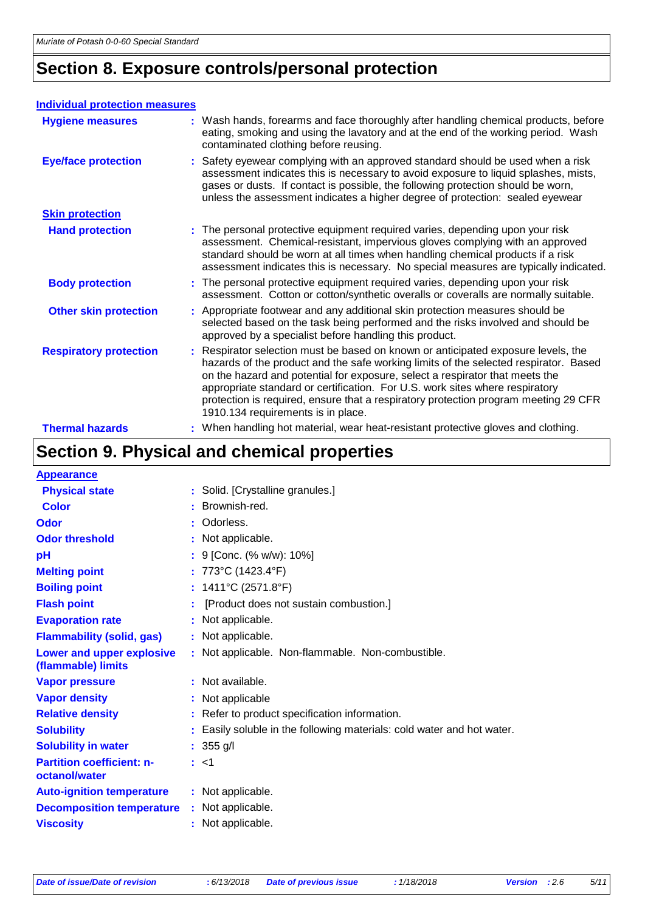## Section 8. Exposure controls/personal protection

### Individual protection measures

| | |
|---|---|
| **Hygiene measures** | : Wash hands, forearms and face thoroughly after handling chemical products, before eating, smoking and using the lavatory and at the end of the working period. Wash contaminated clothing before reusing. |
| **Eye/face protection** | : Safety eyewear complying with an approved standard should be used when a risk assessment indicates this is necessary to avoid exposure to liquid splashes, mists, gases or dusts. If contact is possible, the following protection should be worn, unless the assessment indicates a higher degree of protection: sealed eyewear |
| **Skin protection** | |
| **Hand protection** | : The personal protective equipment required varies, depending upon your risk assessment. Chemical-resistant, impervious gloves complying with an approved standard should be worn at all times when handling chemical products if a risk assessment indicates this is necessary. No special measures are typically indicated. |
| **Body protection** | : The personal protective equipment required varies, depending upon your risk assessment. Cotton or cotton/synthetic overalls or coveralls are normally suitable. |
| **Other skin protection** | : Appropriate footwear and any additional skin protection measures should be selected based on the task being performed and the risks involved and should be approved by a specialist before handling this product. |
| **Respiratory protection** | : Respirator selection must be based on known or anticipated exposure levels, the hazards of the product and the safe working limits of the selected respirator. Based on the hazard and potential for exposure, select a respirator that meets the appropriate standard or certification. For U.S. work sites where respiratory protection is required, ensure that a respiratory protection program meeting 29 CFR 1910.134 requirements is in place. |
| **Thermal hazards** | : When handling hot material, wear heat-resistant protective gloves and clothing. |

## Section 9. Physical and chemical properties

| | |
|---|---|
| **Appearance** | |
| **Physical state** | : Solid. [Crystalline granules.] |
| **Color** | : Brownish-red. |
| **Odor** | : Odorless. |
| **Odor threshold** | : Not applicable. |
| **pH** | : 9 [Conc. (% w/w): 10%] |
| **Melting point** | : 773°C (1423.4°F) |
| **Boiling point** | : 1411°C (2571.8°F) |
| **Flash point** | : [Product does not sustain combustion.] |
| **Evaporation rate** | : Not applicable. |
| **Flammability (solid, gas)** | : Not applicable. |
| **Lower and upper explosive (flammable) limits** | : Not applicable. Non-flammable. Non-combustible. |
| **Vapor pressure** | : Not available. |
| **Vapor density** | : Not applicable |
| **Relative density** | : Refer to product specification information. |
| **Solubility** | : Easily soluble in the following materials: cold water and hot water. |
| **Solubility in water** | : 355 g/l |
| **Partition coefficient: n-octanol/water** | : <1 |
| **Auto-ignition temperature** | : Not applicable. |
| **Decomposition temperature** | : Not applicable. |
| **Viscosity** | : Not applicable. |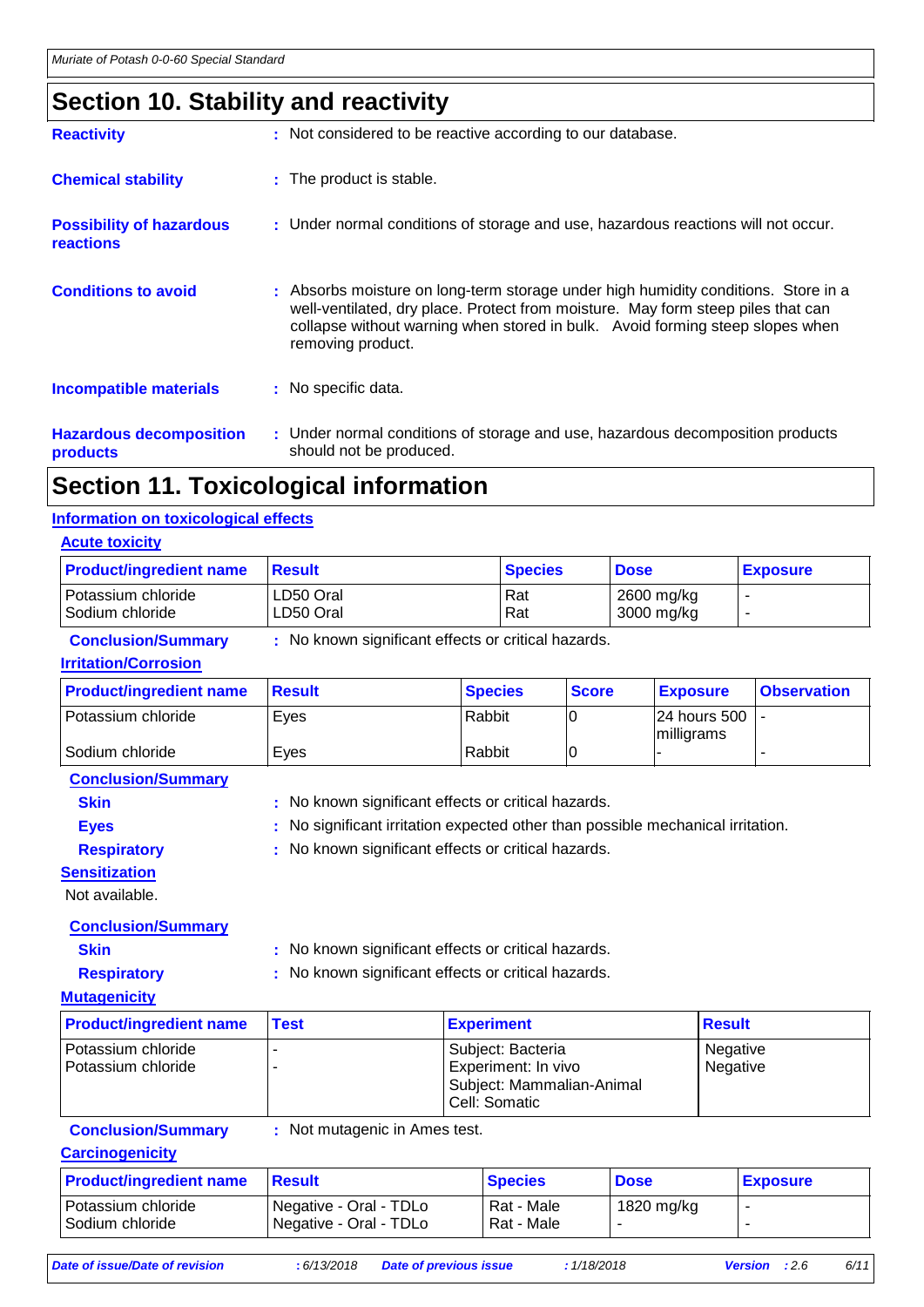# Section 10. Stability and reactivity

**Reactivity** : Not considered to be reactive according to our database.

**Chemical stability** : The product is stable.

**Possibility of hazardous reactions** : Under normal conditions of storage and use, hazardous reactions will not occur.

**Conditions to avoid** : Absorbs moisture on long-term storage under high humidity conditions. Store in a well-ventilated, dry place. Protect from moisture. May form steep piles that can collapse without warning when stored in bulk. Avoid forming steep slopes when removing product.

**Incompatible materials** : No specific data.

**Hazardous decomposition products** : Under normal conditions of storage and use, hazardous decomposition products should not be produced.

# Section 11. Toxicological information

## Information on toxicological effects

### Acute toxicity

| Product/ingredient name | Result | Species | Dose | Exposure |
|---|---|---|---|---|
| Potassium chloride | LD50 Oral | Rat | 2600 mg/kg | - |
| Sodium chloride | LD50 Oral | Rat | 3000 mg/kg | - |

**Conclusion/Summary** : No known significant effects or critical hazards.

### Irritation/Corrosion

| Product/ingredient name | Result | Species | Score | Exposure | Observation |
|---|---|---|---|---|---|
| Potassium chloride | Eyes | Rabbit | 0 | 24 hours 500 milligrams | - |
| Sodium chloride | Eyes | Rabbit | 0 | - | - |

**Conclusion/Summary**

**Skin** : No known significant effects or critical hazards.

**Eyes** : No significant irritation expected other than possible mechanical irritation.

**Respiratory** : No known significant effects or critical hazards.

### Sensitization

Not available.

**Conclusion/Summary**

**Skin** : No known significant effects or critical hazards.

**Respiratory** : No known significant effects or critical hazards.

### Mutagenicity

| Product/ingredient name | Test | Experiment | Result |
|---|---|---|---|
| Potassium chloride | - | Subject: Bacteria | Negative |
| Potassium chloride | - | Experiment: In vivo<br>Subject: Mammalian-Animal<br>Cell: Somatic | Negative |

**Conclusion/Summary** : Not mutagenic in Ames test.

### Carcinogenicity

| Product/ingredient name | Result | Species | Dose | Exposure |
|---|---|---|---|---|
| Potassium chloride | Negative - Oral - TDLo | Rat - Male | 1820 mg/kg | - |
| Sodium chloride | Negative - Oral - TDLo | Rat - Male | - | - |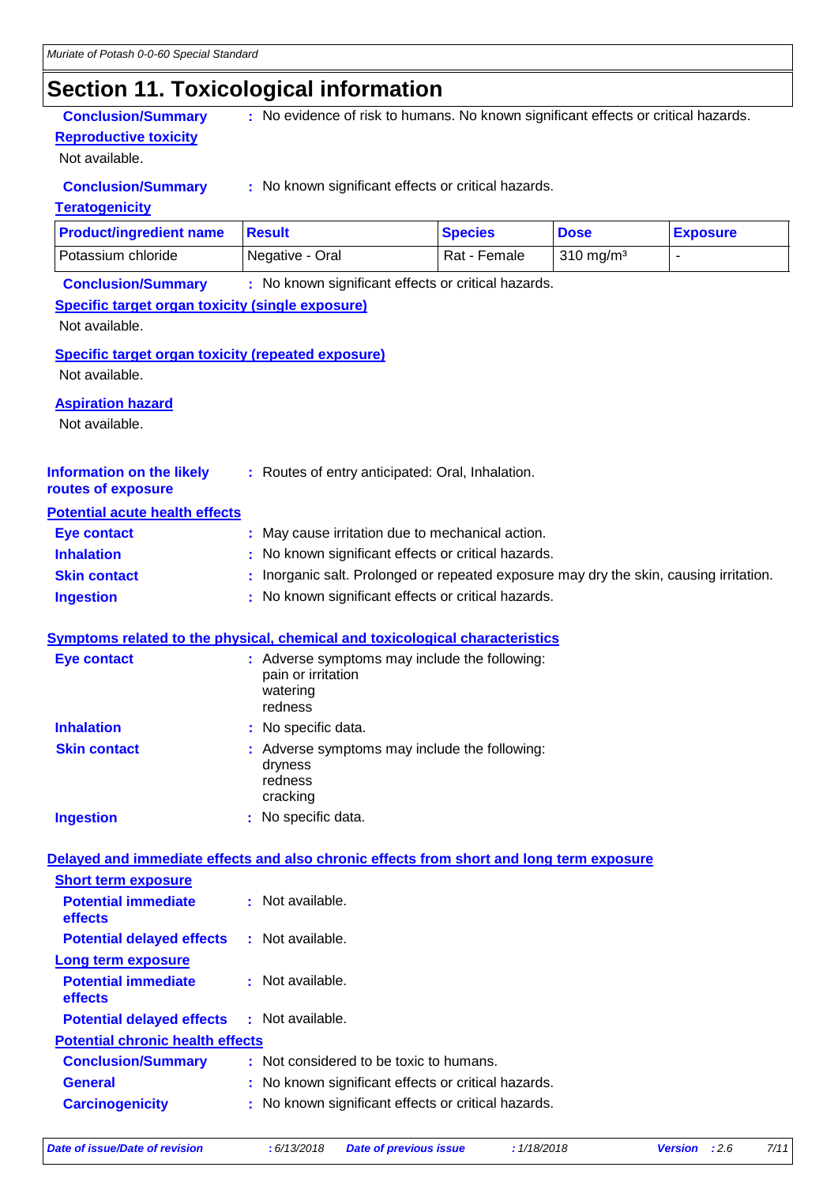# Section 11. Toxicological information

**Conclusion/Summary** : No evidence of risk to humans. No known significant effects or critical hazards.

**Reproductive toxicity**

Not available.

**Conclusion/Summary** : No known significant effects or critical hazards.

**Teratogenicity**

| Product/ingredient name | Result | Species | Dose | Exposure |
|---|---|---|---|---|
| Potassium chloride | Negative - Oral | Rat - Female | 310 mg/m³ | - |

**Conclusion/Summary** : No known significant effects or critical hazards.

**Specific target organ toxicity (single exposure)**

Not available.

**Specific target organ toxicity (repeated exposure)**

Not available.

**Aspiration hazard**

Not available.

**Information on the likely routes of exposure** : Routes of entry anticipated: Oral, Inhalation.

**Potential acute health effects**

**Eye contact** : May cause irritation due to mechanical action.

**Inhalation** : No known significant effects or critical hazards.

**Skin contact** : Inorganic salt. Prolonged or repeated exposure may dry the skin, causing irritation.

**Ingestion** : No known significant effects or critical hazards.

**Symptoms related to the physical, chemical and toxicological characteristics**

**Eye contact** : Adverse symptoms may include the following:
pain or irritation
watering
redness

**Inhalation** : No specific data.

**Skin contact** : Adverse symptoms may include the following:
dryness
redness
cracking

**Ingestion** : No specific data.

**Delayed and immediate effects and also chronic effects from short and long term exposure**

**Short term exposure**

**Potential immediate effects** : Not available.

**Potential delayed effects** : Not available.

**Long term exposure**

**Potential immediate effects** : Not available.

**Potential delayed effects** : Not available.

**Potential chronic health effects**

**Conclusion/Summary** : Not considered to be toxic to humans.

**General** : No known significant effects or critical hazards.

**Carcinogenicity** : No known significant effects or critical hazards.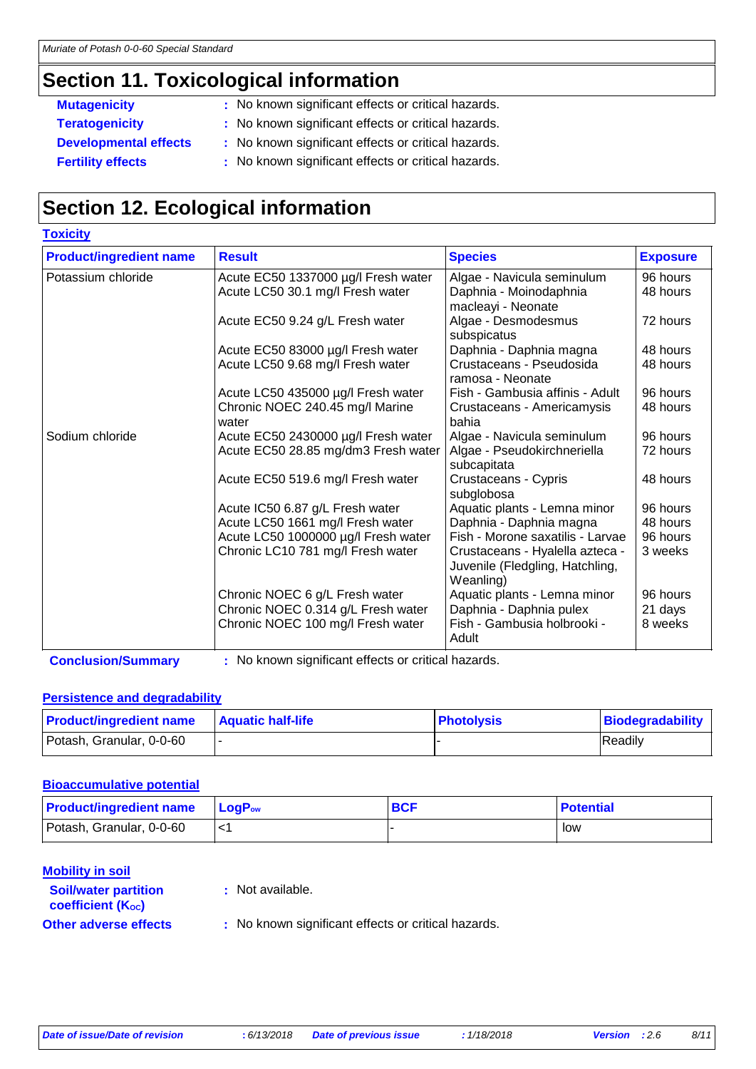## Section 11. Toxicological information

**Mutagenicity** : No known significant effects or critical hazards.

**Teratogenicity** : No known significant effects or critical hazards.

**Developmental effects** : No known significant effects or critical hazards.

**Fertility effects** : No known significant effects or critical hazards.

## Section 12. Ecological information

**Toxicity**

| Product/ingredient name | Result | Species | Exposure |
|---|---|---|---|
| Potassium chloride | Acute EC50 1337000 µg/l Fresh water | Algae - Navicula seminulum | 96 hours |
| | Acute LC50 30.1 mg/l Fresh water | Daphnia - Moinodaphnia macleayi - Neonate | 48 hours |
| | Acute EC50 9.24 g/L Fresh water | Algae - Desmodesmus subspicatus | 72 hours |
| | Acute EC50 83000 µg/l Fresh water | Daphnia - Daphnia magna | 48 hours |
| | Acute LC50 9.68 mg/l Fresh water | Crustaceans - Pseudosida ramosa - Neonate | 48 hours |
| | Acute LC50 435000 µg/l Fresh water | Fish - Gambusia affinis - Adult | 96 hours |
| | Chronic NOEC 240.45 mg/l Marine water | Crustaceans - Americamysis bahia | 48 hours |
| Sodium chloride | Acute EC50 2430000 µg/l Fresh water | Algae - Navicula seminulum | 96 hours |
| | Acute EC50 28.85 mg/dm3 Fresh water | Algae - Pseudokirchneriella subcapitata | 72 hours |
| | Acute EC50 519.6 mg/l Fresh water | Crustaceans - Cypris subglobosa | 48 hours |
| | Acute IC50 6.87 g/L Fresh water | Aquatic plants - Lemna minor | 96 hours |
| | Acute LC50 1661 mg/l Fresh water | Daphnia - Daphnia magna | 48 hours |
| | Acute LC50 1000000 µg/l Fresh water | Fish - Morone saxatilis - Larvae | 96 hours |
| | Chronic LC10 781 mg/l Fresh water | Crustaceans - Hyalella azteca - Juvenile (Fledgling, Hatchling, Weanling) | 3 weeks |
| | Chronic NOEC 6 g/L Fresh water | Aquatic plants - Lemna minor | 96 hours |
| | Chronic NOEC 0.314 g/L Fresh water | Daphnia - Daphnia pulex | 21 days |
| | Chronic NOEC 100 mg/l Fresh water | Fish - Gambusia holbrooki - Adult | 8 weeks |

**Conclusion/Summary** : No known significant effects or critical hazards.

**Persistence and degradability**

| Product/ingredient name | Aquatic half-life | Photolysis | Biodegradability |
|---|---|---|---|
| Potash, Granular, 0-0-60 | - | - | Readily |

**Bioaccumulative potential**

| Product/ingredient name | $LogP_{ow}$ | BCF | Potential |
|---|---|---|---|
| Potash, Granular, 0-0-60 | <1 | - | low |

**Mobility in soil**

**Soil/water partition coefficient ($K_{OC}$)** : Not available.

**Other adverse effects** : No known significant effects or critical hazards.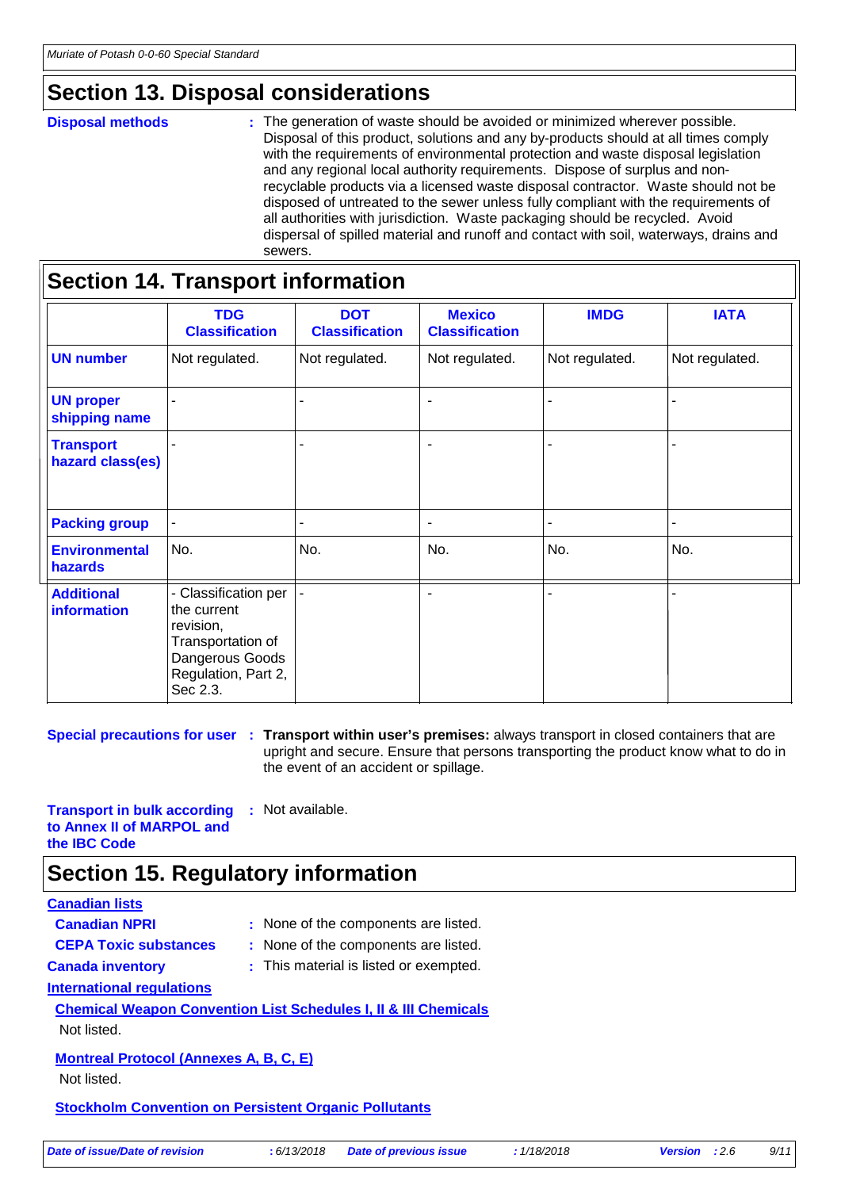## Section 13. Disposal considerations

**Disposal methods** : The generation of waste should be avoided or minimized wherever possible. Disposal of this product, solutions and any by-products should at all times comply with the requirements of environmental protection and waste disposal legislation and any regional local authority requirements. Dispose of surplus and non-recyclable products via a licensed waste disposal contractor. Waste should not be disposed of untreated to the sewer unless fully compliant with the requirements of all authorities with jurisdiction. Waste packaging should be recycled. Avoid dispersal of spilled material and runoff and contact with soil, waterways, drains and sewers.

## Section 14. Transport information

| | TDG Classification | DOT Classification | Mexico Classification | IMDG | IATA |
|---|---|---|---|---|---|
| **UN number** | Not regulated. | Not regulated. | Not regulated. | Not regulated. | Not regulated. |
| **UN proper shipping name** | - | - | - | - | - |
| **Transport hazard class(es)** | - | - | - | - | - |
| **Packing group** | - | - | - | - | - |
| **Environmental hazards** | No. | No. | No. | No. | No. |
| **Additional information** | - Classification per the current revision, Transportation of Dangerous Goods Regulation, Part 2, Sec 2.3. | - | - | - | - |

**Special precautions for user** : **Transport within user's premises:** always transport in closed containers that are upright and secure. Ensure that persons transporting the product know what to do in the event of an accident or spillage.

**Transport in bulk according to Annex II of MARPOL and the IBC Code** : Not available.

## Section 15. Regulatory information

**Canadian lists**

**Canadian NPRI** : None of the components are listed.

**CEPA Toxic substances** : None of the components are listed.

**Canada inventory** : This material is listed or exempted.

**International regulations**

**Chemical Weapon Convention List Schedules I, II & III Chemicals**

Not listed.

**Montreal Protocol (Annexes A, B, C, E)**

Not listed.

**Stockholm Convention on Persistent Organic Pollutants**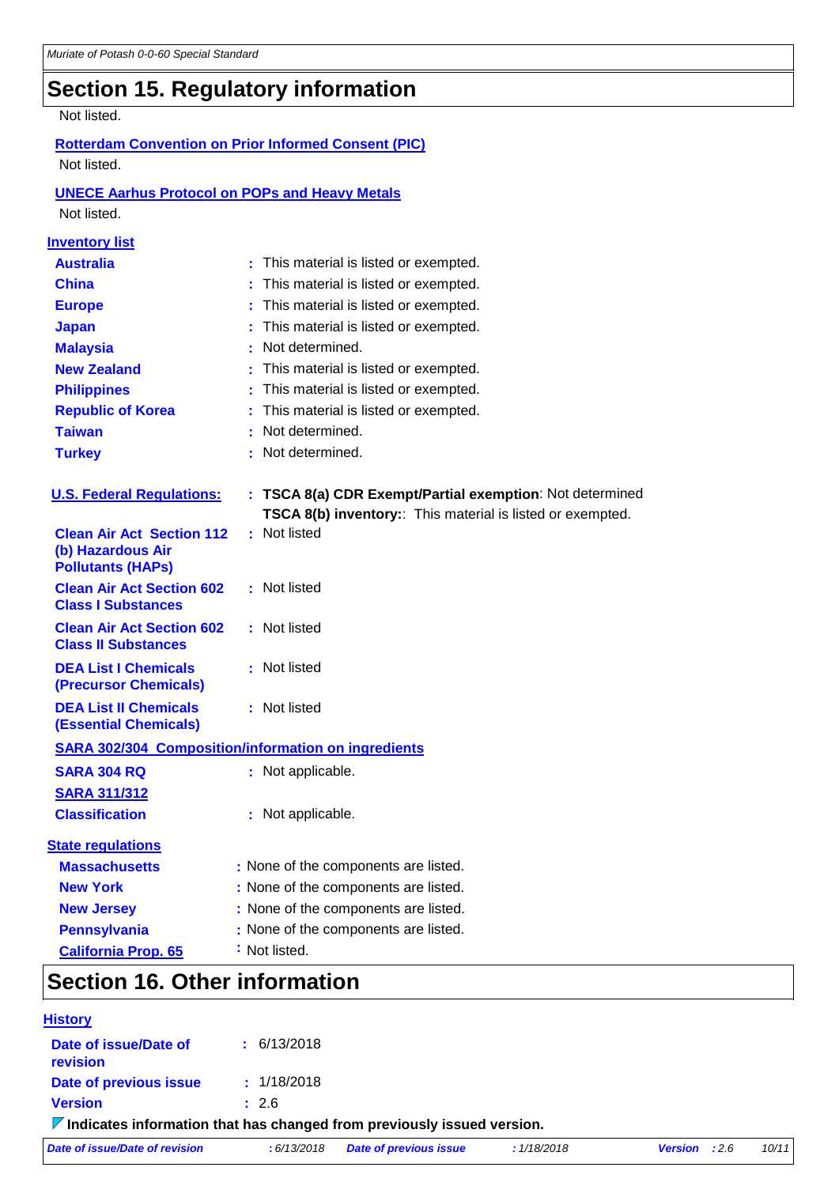## Section 15. Regulatory information

Not listed.

**Rotterdam Convention on Prior Informed Consent (PIC)**

Not listed.

**UNECE Aarhus Protocol on POPs and Heavy Metals**

Not listed.

**Inventory list**

| | |
|---|---|
| **Australia** | : This material is listed or exempted. |
| **China** | : This material is listed or exempted. |
| **Europe** | : This material is listed or exempted. |
| **Japan** | : This material is listed or exempted. |
| **Malaysia** | : Not determined. |
| **New Zealand** | : This material is listed or exempted. |
| **Philippines** | : This material is listed or exempted. |
| **Republic of Korea** | : This material is listed or exempted. |
| **Taiwan** | : Not determined. |
| **Turkey** | : Not determined. |

| | |
|---|---|
| **U.S. Federal Regulations:** | : **TSCA 8(a) CDR Exempt/Partial exemption**: Not determined<br>**TSCA 8(b) inventory:**: This material is listed or exempted. |
| **Clean Air Act Section 112 (b) Hazardous Air Pollutants (HAPs)** | : Not listed |
| **Clean Air Act Section 602 Class I Substances** | : Not listed |
| **Clean Air Act Section 602 Class II Substances** | : Not listed |
| **DEA List I Chemicals (Precursor Chemicals)** | : Not listed |
| **DEA List II Chemicals (Essential Chemicals)** | : Not listed |

**SARA 302/304 Composition/information on ingredients**

| | |
|---|---|
| **SARA 304 RQ** | : Not applicable. |
| **SARA 311/312** | |
| **Classification** | : Not applicable. |

**State regulations**

| | |
|---|---|
| **Massachusetts** | : None of the components are listed. |
| **New York** | : None of the components are listed. |
| **New Jersey** | : None of the components are listed. |
| **Pennsylvania** | : None of the components are listed. |
| **California Prop. 65** | : Not listed. |

## Section 16. Other information

**History**

| | |
|---|---|
| **Date of issue/Date of revision** | : 6/13/2018 |
| **Date of previous issue** | : 1/18/2018 |
| **Version** | : 2.6 |

**Indicates information that has changed from previously issued version.**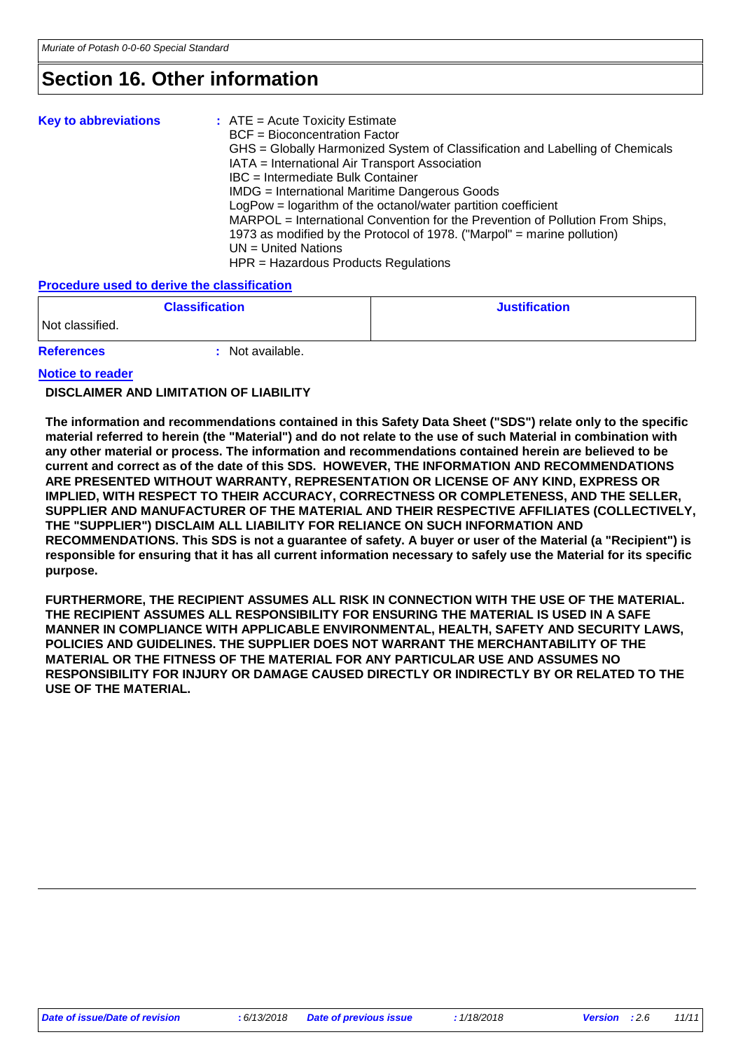# Section 16. Other information

**Key to abbreviations** : ATE = Acute Toxicity Estimate
BCF = Bioconcentration Factor
GHS = Globally Harmonized System of Classification and Labelling of Chemicals
IATA = International Air Transport Association
IBC = Intermediate Bulk Container
IMDG = International Maritime Dangerous Goods
LogPow = logarithm of the octanol/water partition coefficient
MARPOL = International Convention for the Prevention of Pollution From Ships, 1973 as modified by the Protocol of 1978. ("Marpol" = marine pollution)
UN = United Nations
HPR = Hazardous Products Regulations

**Procedure used to derive the classification**

| Classification | Justification |
| --- | --- |
| Not classified. | |

**References** : Not available.

**Notice to reader**

**DISCLAIMER AND LIMITATION OF LIABILITY**

**The information and recommendations contained in this Safety Data Sheet ("SDS") relate only to the specific material referred to herein (the "Material") and do not relate to the use of such Material in combination with any other material or process. The information and recommendations contained herein are believed to be current and correct as of the date of this SDS. HOWEVER, THE INFORMATION AND RECOMMENDATIONS ARE PRESENTED WITHOUT WARRANTY, REPRESENTATION OR LICENSE OF ANY KIND, EXPRESS OR IMPLIED, WITH RESPECT TO THEIR ACCURACY, CORRECTNESS OR COMPLETENESS, AND THE SELLER, SUPPLIER AND MANUFACTURER OF THE MATERIAL AND THEIR RESPECTIVE AFFILIATES (COLLECTIVELY, THE "SUPPLIER") DISCLAIM ALL LIABILITY FOR RELIANCE ON SUCH INFORMATION AND RECOMMENDATIONS. This SDS is not a guarantee of safety. A buyer or user of the Material (a "Recipient") is responsible for ensuring that it has all current information necessary to safely use the Material for its specific purpose.**

**FURTHERMORE, THE RECIPIENT ASSUMES ALL RISK IN CONNECTION WITH THE USE OF THE MATERIAL. THE RECIPIENT ASSUMES ALL RESPONSIBILITY FOR ENSURING THE MATERIAL IS USED IN A SAFE MANNER IN COMPLIANCE WITH APPLICABLE ENVIRONMENTAL, HEALTH, SAFETY AND SECURITY LAWS, POLICIES AND GUIDELINES. THE SUPPLIER DOES NOT WARRANT THE MERCHANTABILITY OF THE MATERIAL OR THE FITNESS OF THE MATERIAL FOR ANY PARTICULAR USE AND ASSUMES NO RESPONSIBILITY FOR INJURY OR DAMAGE CAUSED DIRECTLY OR INDIRECTLY BY OR RELATED TO THE USE OF THE MATERIAL.**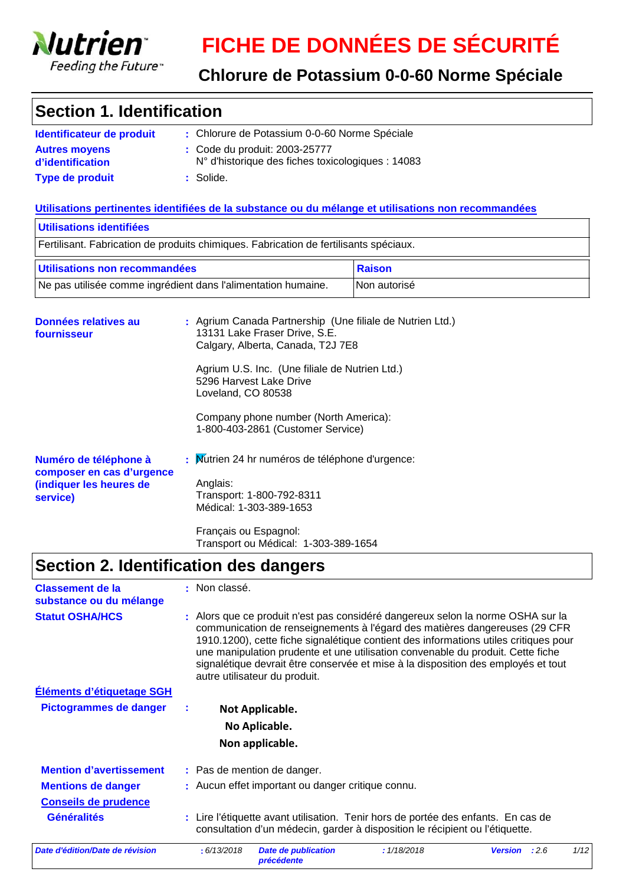# FICHE DE DONNÉES DE SÉCURITÉ

## Chlorure de Potassium 0-0-60 Norme Spéciale

## Section 1. Identification

**Identificateur de produit** : Chlorure de Potassium 0-0-60 Norme Spéciale

**Autres moyens d'identification** : Code du produit: 2003-25777
N° d'historique des fiches toxicologiques : 14083

**Type de produit** : Solide.

**Utilisations pertinentes identifiées de la substance ou du mélange et utilisations non recommandées**

| Utilisations identifiées |
| --- |
| Fertilisant. Fabrication de produits chimiques. Fabrication de fertilisants spéciaux. |

| Utilisations non recommandées | Raison |
| --- | --- |
| Ne pas utilisée comme ingrédient dans l'alimentation humaine. | Non autorisé |

**Données relatives au fournisseur** : Agrium Canada Partnership (Une filiale de Nutrien Ltd.)
13131 Lake Fraser Drive, S.E.
Calgary, Alberta, Canada, T2J 7E8

Agrium U.S. Inc. (Une filiale de Nutrien Ltd.)
5296 Harvest Lake Drive
Loveland, CO 80538

Company phone number (North America):
1-800-403-2861 (Customer Service)

**Numéro de téléphone à composer en cas d'urgence (indiquer les heures de service)** : Nutrien 24 hr numéros de téléphone d'urgence:

Anglais:
Transport: 1-800-792-8311
Médical: 1-303-389-1653

Français ou Espagnol:
Transport ou Médical: 1-303-389-1654

## Section 2. Identification des dangers

**Classement de la substance ou du mélange** : Non classé.

**Statut OSHA/HCS** : Alors que ce produit n'est pas considéré dangereux selon la norme OSHA sur la communication de renseignements à l'égard des matières dangereuses (29 CFR 1910.1200), cette fiche signalétique contient des informations utiles critiques pour une manipulation prudente et une utilisation convenable du produit. Cette fiche signalétique devrait être conservée et mise à la disposition des employés et tout autre utilisateur du produit.

**Éléments d'étiquetage SGH**

**Pictogrammes de danger** :

**Not Applicable.**
**No Aplicable.**
**Non applicable.**

**Mention d'avertissement** : Pas de mention de danger.

**Mentions de danger** : Aucun effet important ou danger critique connu.

**Conseils de prudence**

**Généralités** : Lire l'étiquette avant utilisation. Tenir hors de portée des enfants. En cas de consultation d'un médecin, garder à disposition le récipient ou l'étiquette.

| Date d'édition/Date de révision | : 6/13/2018 | Date de publication précédente | : 1/18/2018 | Version : 2.6 |
| --- | --- | --- | --- | --- |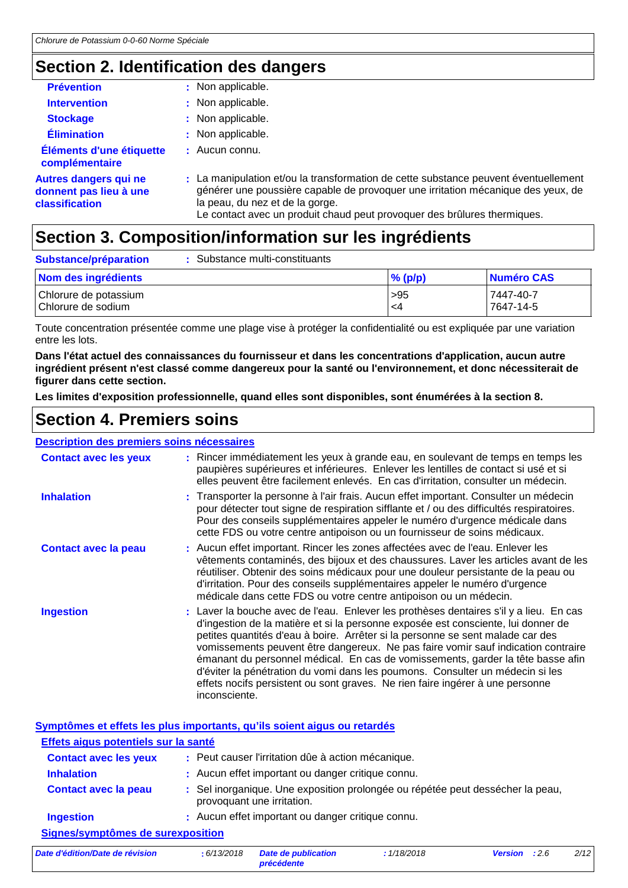## Section 2. Identification des dangers

**Prévention** : Non applicable.

**Intervention** : Non applicable.

**Stockage** : Non applicable.

**Élimination** : Non applicable.

**Éléments d'une étiquette complémentaire** : Aucun connu.

**Autres dangers qui ne donnent pas lieu à une classification** : La manipulation et/ou la transformation de cette substance peuvent éventuellement générer une poussière capable de provoquer une irritation mécanique des yeux, de la peau, du nez et de la gorge.
Le contact avec un produit chaud peut provoquer des brûlures thermiques.

## Section 3. Composition/information sur les ingrédients

**Substance/préparation** : Substance multi-constituants

| Nom des ingrédients | % (p/p) | Numéro CAS |
|---|---|---|
| Chlorure de potassium | >95 | 7447-40-7 |
| Chlorure de sodium | <4 | 7647-14-5 |

Toute concentration présentée comme une plage vise à protéger la confidentialité ou est expliquée par une variation entre les lots.

**Dans l'état actuel des connaissances du fournisseur et dans les concentrations d'application, aucun autre ingrédient présent n'est classé comme dangereux pour la santé ou l'environnement, et donc nécessiterait de figurer dans cette section.**

**Les limites d'exposition professionnelle, quand elles sont disponibles, sont énumérées à la section 8.**

## Section 4. Premiers soins

### Description des premiers soins nécessaires

**Contact avec les yeux** : Rincer immédiatement les yeux à grande eau, en soulevant de temps en temps les paupières supérieures et inférieures. Enlever les lentilles de contact si usé et si elles peuvent être facilement enlevés. En cas d'irritation, consulter un médecin.

**Inhalation** : Transporter la personne à l'air frais. Aucun effet important. Consulter un médecin pour détecter tout signe de respiration sifflante et / ou des difficultés respiratoires. Pour des conseils supplémentaires appeler le numéro d'urgence médicale dans cette FDS ou votre centre antipoison ou un fournisseur de soins médicaux.

**Contact avec la peau** : Aucun effet important. Rincer les zones affectées avec de l'eau. Enlever les vêtements contaminés, des bijoux et des chaussures. Laver les articles avant de les réutiliser. Obtenir des soins médicaux pour une douleur persistante de la peau ou d'irritation. Pour des conseils supplémentaires appeler le numéro d'urgence médicale dans cette FDS ou votre centre antipoison ou un médecin.

**Ingestion** : Laver la bouche avec de l'eau. Enlever les prothèses dentaires s'il y a lieu. En cas d'ingestion de la matière et si la personne exposée est consciente, lui donner de petites quantités d'eau à boire. Arrêter si la personne se sent malade car des vomissements peuvent être dangereux. Ne pas faire vomir sauf indication contraire émanant du personnel médical. En cas de vomissements, garder la tête basse afin d'éviter la pénétration du vomi dans les poumons. Consulter un médecin si les effets nocifs persistent ou sont graves. Ne rien faire ingérer à une personne inconsciente.

### Symptômes et effets les plus importants, qu'ils soient aigus ou retardés

#### Effets aigus potentiels sur la santé

**Contact avec les yeux** : Peut causer l'irritation dûe à action mécanique.

**Inhalation** : Aucun effet important ou danger critique connu.

**Contact avec la peau** : Sel inorganique. Une exposition prolongée ou répétée peut dessécher la peau, provoquant une irritation.

**Ingestion** : Aucun effet important ou danger critique connu.

#### Signes/symptômes de surexposition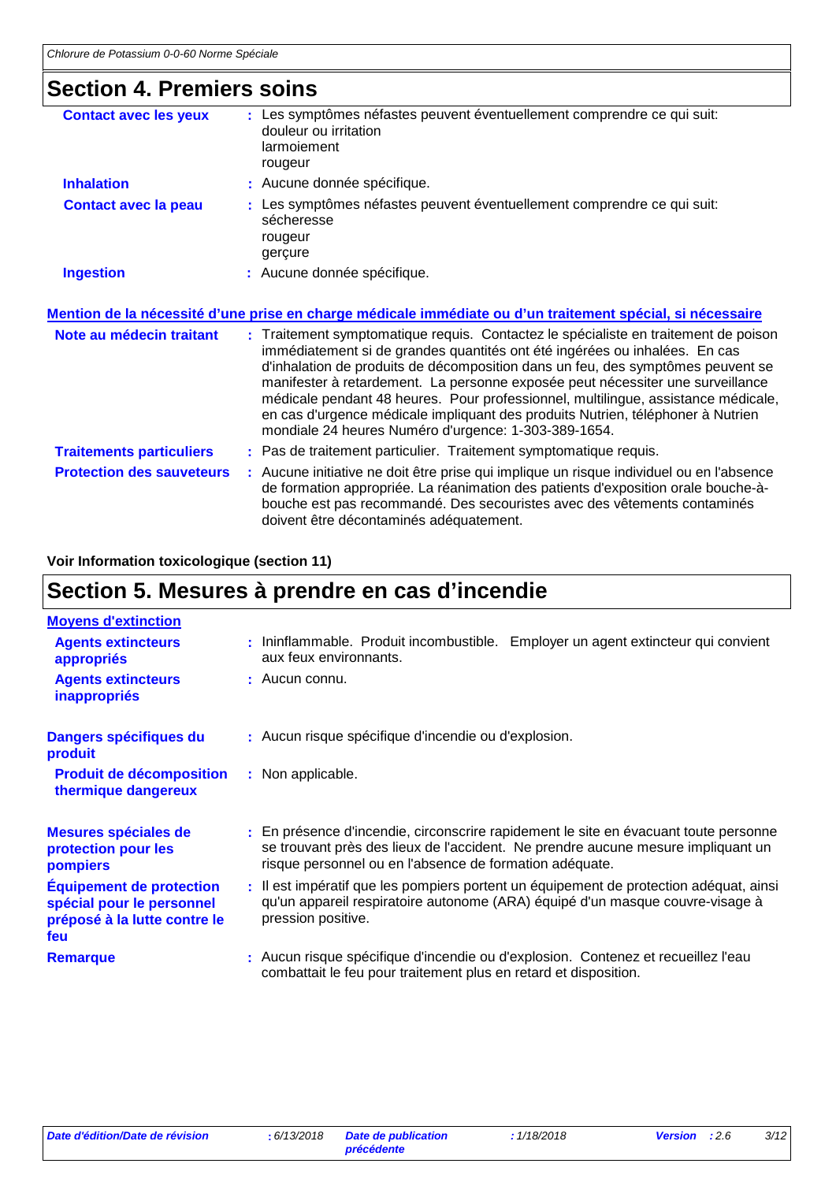## Section 4. Premiers soins

**Contact avec les yeux** : Les symptômes néfastes peuvent éventuellement comprendre ce qui suit:
douleur ou irritation
larmoiement
rougeur

**Inhalation** : Aucune donnée spécifique.

**Contact avec la peau** : Les symptômes néfastes peuvent éventuellement comprendre ce qui suit:
sécheresse
rougeur
gerçure

**Ingestion** : Aucune donnée spécifique.

### Mention de la nécessité d'une prise en charge médicale immédiate ou d'un traitement spécial, si nécessaire

**Note au médecin traitant** : Traitement symptomatique requis. Contactez le spécialiste en traitement de poison immédiatement si de grandes quantités ont été ingérées ou inhalées. En cas d'inhalation de produits de décomposition dans un feu, des symptômes peuvent se manifester à retardement. La personne exposée peut nécessiter une surveillance médicale pendant 48 heures. Pour professionnel, multilingue, assistance médicale, en cas d'urgence médicale impliquant des produits Nutrien, téléphoner à Nutrien mondiale 24 heures Numéro d'urgence: 1-303-389-1654.

**Traitements particuliers** : Pas de traitement particulier. Traitement symptomatique requis.

**Protection des sauveteurs** : Aucune initiative ne doit être prise qui implique un risque individuel ou en l'absence de formation appropriée. La réanimation des patients d'exposition orale bouche-à-bouche est pas recommandé. Des secouristes avec des vêtements contaminés doivent être décontaminés adéquatement.

**Voir Information toxicologique (section 11)**

## Section 5. Mesures à prendre en cas d'incendie

### Moyens d'extinction

**Agents extincteurs appropriés** : Ininflammable. Produit incombustible. Employer un agent extincteur qui convient aux feux environnants.

**Agents extincteurs inappropriés** : Aucun connu.

**Dangers spécifiques du produit** : Aucun risque spécifique d'incendie ou d'explosion.

**Produit de décomposition thermique dangereux** : Non applicable.

**Mesures spéciales de protection pour les pompiers** : En présence d'incendie, circonscrire rapidement le site en évacuant toute personne se trouvant près des lieux de l'accident. Ne prendre aucune mesure impliquant un risque personnel ou en l'absence de formation adéquate.

**Équipement de protection spécial pour le personnel préposé à la lutte contre le feu** : Il est impératif que les pompiers portent un équipement de protection adéquat, ainsi qu'un appareil respiratoire autonome (ARA) équipé d'un masque couvre-visage à pression positive.

**Remarque** : Aucun risque spécifique d'incendie ou d'explosion. Contenez et recueillez l'eau combattait le feu pour traitement plus en retard et disposition.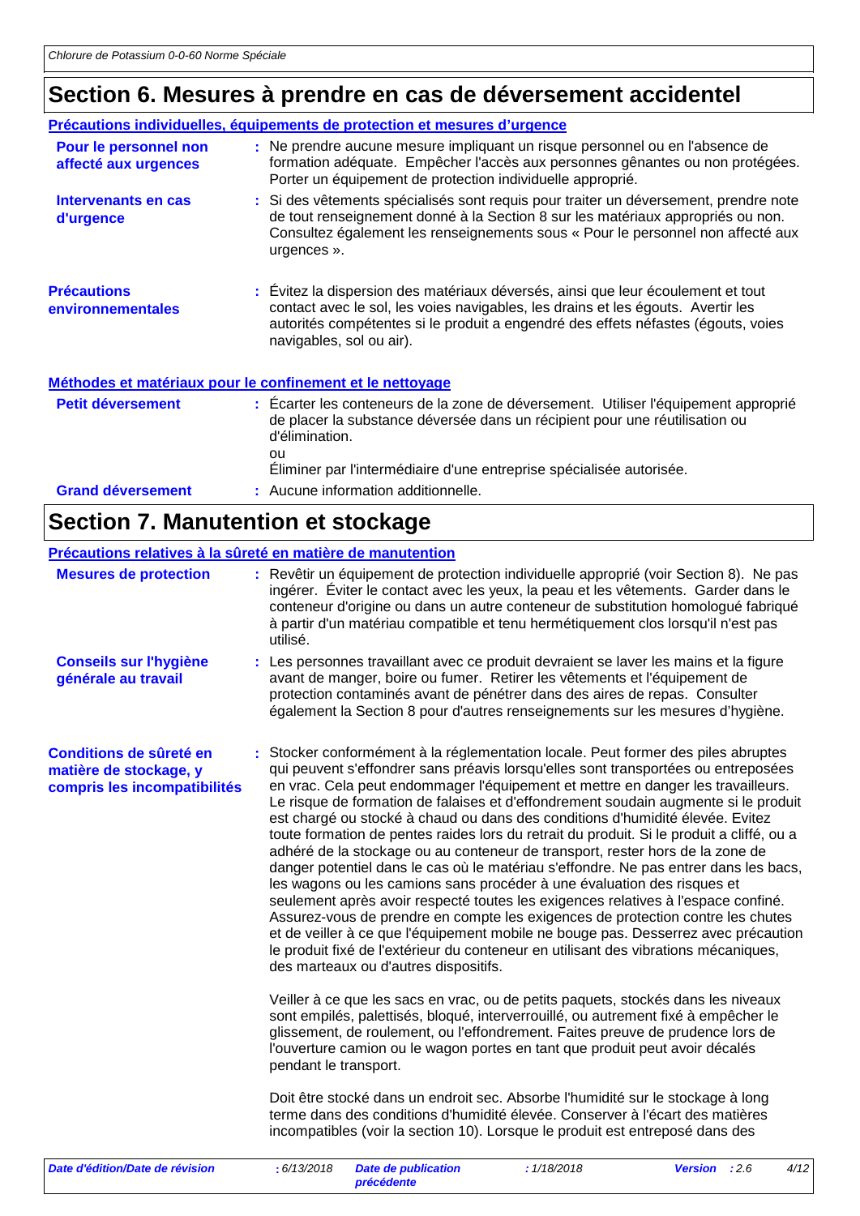# Section 6. Mesures à prendre en cas de déversement accidentel

### Précautions individuelles, équipements de protection et mesures d'urgence

**Pour le personnel non affecté aux urgences** : Ne prendre aucune mesure impliquant un risque personnel ou en l'absence de formation adéquate. Empêcher l'accès aux personnes gênantes ou non protégées. Porter un équipement de protection individuelle approprié.

**Intervenants en cas d'urgence** : Si des vêtements spécialisés sont requis pour traiter un déversement, prendre note de tout renseignement donné à la Section 8 sur les matériaux appropriés ou non. Consultez également les renseignements sous « Pour le personnel non affecté aux urgences ».

**Précautions environnementales** : Évitez la dispersion des matériaux déversés, ainsi que leur écoulement et tout contact avec le sol, les voies navigables, les drains et les égouts. Avertir les autorités compétentes si le produit a engendré des effets néfastes (égouts, voies navigables, sol ou air).

### Méthodes et matériaux pour le confinement et le nettoyage

**Petit déversement** : Écarter les conteneurs de la zone de déversement. Utiliser l'équipement approprié de placer la substance déversée dans un récipient pour une réutilisation ou d'élimination.
ou
Éliminer par l'intermédiaire d'une entreprise spécialisée autorisée.

**Grand déversement** : Aucune information additionnelle.

# Section 7. Manutention et stockage

### Précautions relatives à la sûreté en matière de manutention

**Mesures de protection** : Revêtir un équipement de protection individuelle approprié (voir Section 8). Ne pas ingérer. Éviter le contact avec les yeux, la peau et les vêtements. Garder dans le conteneur d'origine ou dans un autre conteneur de substitution homologué fabriqué à partir d'un matériau compatible et tenu hermétiquement clos lorsqu'il n'est pas utilisé.

**Conseils sur l'hygiène générale au travail** : Les personnes travaillant avec ce produit devraient se laver les mains et la figure avant de manger, boire ou fumer. Retirer les vêtements et l'équipement de protection contaminés avant de pénétrer dans des aires de repas. Consulter également la Section 8 pour d'autres renseignements sur les mesures d'hygiène.

**Conditions de sûreté en matière de stockage, y compris les incompatibilités** : Stocker conformément à la réglementation locale. Peut former des piles abruptes qui peuvent s'effondrer sans préavis lorsqu'elles sont transportées ou entreposées en vrac. Cela peut endommager l'équipement et mettre en danger les travailleurs. Le risque de formation de falaises et d'effondrement soudain augmente si le produit est chargé ou stocké à chaud ou dans des conditions d'humidité élevée. Evitez toute formation de pentes raides lors du retrait du produit. Si le produit a cliffé, ou a adhéré de la stockage ou au conteneur de transport, rester hors de la zone de danger potentiel dans le cas où le matériau s'effondre. Ne pas entrer dans les bacs, les wagons ou les camions sans procéder à une évaluation des risques et seulement après avoir respecté toutes les exigences relatives à l'espace confiné. Assurez-vous de prendre en compte les exigences de protection contre les chutes et de veiller à ce que l'équipement mobile ne bouge pas. Desserrez avec précaution le produit fixé de l'extérieur du conteneur en utilisant des vibrations mécaniques, des marteaux ou d'autres dispositifs.

Veiller à ce que les sacs en vrac, ou de petits paquets, stockés dans les niveaux sont empilés, palettisés, bloqué, interverrouillé, ou autrement fixé à empêcher le glissement, de roulement, ou l'effondrement. Faites preuve de prudence lors de l'ouverture camion ou le wagon portes en tant que produit peut avoir décalés pendant le transport.

Doit être stocké dans un endroit sec. Absorbe l'humidité sur le stockage à long terme dans des conditions d'humidité élevée. Conserver à l'écart des matières incompatibles (voir la section 10). Lorsque le produit est entreposé dans des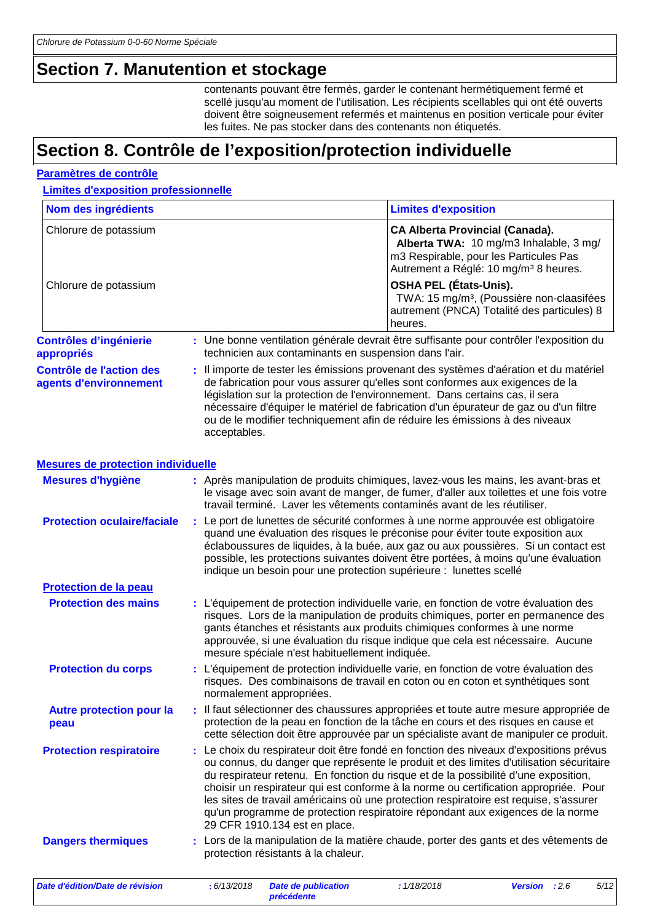## Section 7. Manutention et stockage

contenants pouvant être fermés, garder le contenant hermétiquement fermé et scellé jusqu'au moment de l'utilisation. Les récipients scellables qui ont été ouverts doivent être soigneusement refermés et maintenus en position verticale pour éviter les fuites. Ne pas stocker dans des contenants non étiquetés.

## Section 8. Contrôle de l'exposition/protection individuelle

### Paramètres de contrôle

#### Limites d'exposition professionnelle

| Nom des ingrédients | Limites d'exposition |
|---|---|
| Chlorure de potassium | **CA Alberta Provincial (Canada).** **Alberta TWA:** 10 mg/m3 Inhalable, 3 mg/m3 Respirable, pour les Particules Pas Autrement a Réglé: 10 mg/m³ 8 heures. |
| Chlorure de potassium | **OSHA PEL (États-Unis).** TWA: 15 mg/m³, (Poussière non-claasifées autrement (PNCA) Totalité des particules) 8 heures. |

**Contrôles d'ingénierie appropriés** : Une bonne ventilation générale devrait être suffisante pour contrôler l'exposition du technicien aux contaminants en suspension dans l'air.

**Contrôle de l'action des agents d'environnement** : Il importe de tester les émissions provenant des systèmes d'aération et du matériel de fabrication pour vous assurer qu'elles sont conformes aux exigences de la législation sur la protection de l'environnement. Dans certains cas, il sera nécessaire d'équiper le matériel de fabrication d'un épurateur de gaz ou d'un filtre ou de le modifier techniquement afin de réduire les émissions à des niveaux acceptables.

### Mesures de protection individuelle

**Mesures d'hygiène** : Après manipulation de produits chimiques, lavez-vous les mains, les avant-bras et le visage avec soin avant de manger, de fumer, d'aller aux toilettes et une fois votre travail terminé. Laver les vêtements contaminés avant de les réutiliser.

**Protection oculaire/faciale** : Le port de lunettes de sécurité conformes à une norme approuvée est obligatoire quand une évaluation des risques le préconise pour éviter toute exposition aux éclaboussures de liquides, à la buée, aux gaz ou aux poussières. Si un contact est possible, les protections suivantes doivent être portées, à moins qu'une évaluation indique un besoin pour une protection supérieure : lunettes scellé

#### Protection de la peau

**Protection des mains** : L'équipement de protection individuelle varie, en fonction de votre évaluation des risques. Lors de la manipulation de produits chimiques, porter en permanence des gants étanches et résistants aux produits chimiques conformes à une norme approuvée, si une évaluation du risque indique que cela est nécessaire. Aucune mesure spéciale n'est habituellement indiquée.

**Protection du corps** : L'équipement de protection individuelle varie, en fonction de votre évaluation des risques. Des combinaisons de travail en coton ou en coton et synthétiques sont normalement appropriées.

**Autre protection pour la peau** : Il faut sélectionner des chaussures appropriées et toute autre mesure appropriée de protection de la peau en fonction de la tâche en cours et des risques en cause et cette sélection doit être approuvée par un spécialiste avant de manipuler ce produit.

**Protection respiratoire** : Le choix du respirateur doit être fondé en fonction des niveaux d'expositions prévus ou connus, du danger que représente le produit et des limites d'utilisation sécuritaire du respirateur retenu. En fonction du risque et de la possibilité d'une exposition, choisir un respirateur qui est conforme à la norme ou certification appropriée. Pour les sites de travail américains où une protection respiratoire est requise, s'assurer qu'un programme de protection respiratoire répondant aux exigences de la norme 29 CFR 1910.134 est en place.

**Dangers thermiques** : Lors de la manipulation de la matière chaude, porter des gants et des vêtements de protection résistants à la chaleur.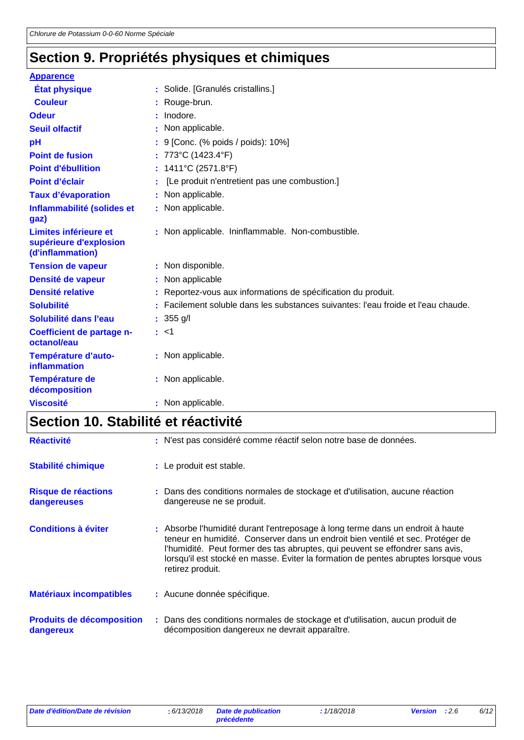## Section 9. Propriétés physiques et chimiques

**Apparence**

| | |
|---|---|
| **État physique** | : Solide. [Granulés cristallins.] |
| **Couleur** | : Rouge-brun. |
| **Odeur** | : Inodore. |
| **Seuil olfactif** | : Non applicable. |
| **pH** | : 9 [Conc. (% poids / poids): 10%] |
| **Point de fusion** | : 773°C (1423.4°F) |
| **Point d'ébullition** | : 1411°C (2571.8°F) |
| **Point d'éclair** | : [Le produit n'entretient pas une combustion.] |
| **Taux d'évaporation** | : Non applicable. |
| **Inflammabilité (solides et gaz)** | : Non applicable. |
| **Limites inférieure et supérieure d'explosion (d'inflammation)** | : Non applicable. Ininflammable. Non-combustible. |
| **Tension de vapeur** | : Non disponible. |
| **Densité de vapeur** | : Non applicable |
| **Densité relative** | : Reportez-vous aux informations de spécification du produit. |
| **Solubilité** | : Facilement soluble dans les substances suivantes: l'eau froide et l'eau chaude. |
| **Solubilité dans l'eau** | : 355 g/l |
| **Coefficient de partage n-octanol/eau** | : <1 |
| **Température d'auto-inflammation** | : Non applicable. |
| **Température de décomposition** | : Non applicable. |
| **Viscosité** | : Non applicable. |

## Section 10. Stabilité et réactivité

| | |
|---|---|
| **Réactivité** | : N'est pas considéré comme réactif selon notre base de données. |
| **Stabilité chimique** | : Le produit est stable. |
| **Risque de réactions dangereuses** | : Dans des conditions normales de stockage et d'utilisation, aucune réaction dangereuse ne se produit. |
| **Conditions à éviter** | : Absorbe l'humidité durant l'entreposage à long terme dans un endroit à haute teneur en humidité. Conserver dans un endroit bien ventilé et sec. Protéger de l'humidité. Peut former des tas abruptes, qui peuvent se effondrer sans avis, lorsqu'il est stocké en masse. Éviter la formation de pentes abruptes lorsque vous retirez produit. |
| **Matériaux incompatibles** | : Aucune donnée spécifique. |
| **Produits de décomposition dangereux** | : Dans des conditions normales de stockage et d'utilisation, aucun produit de décomposition dangereux ne devrait apparaître. |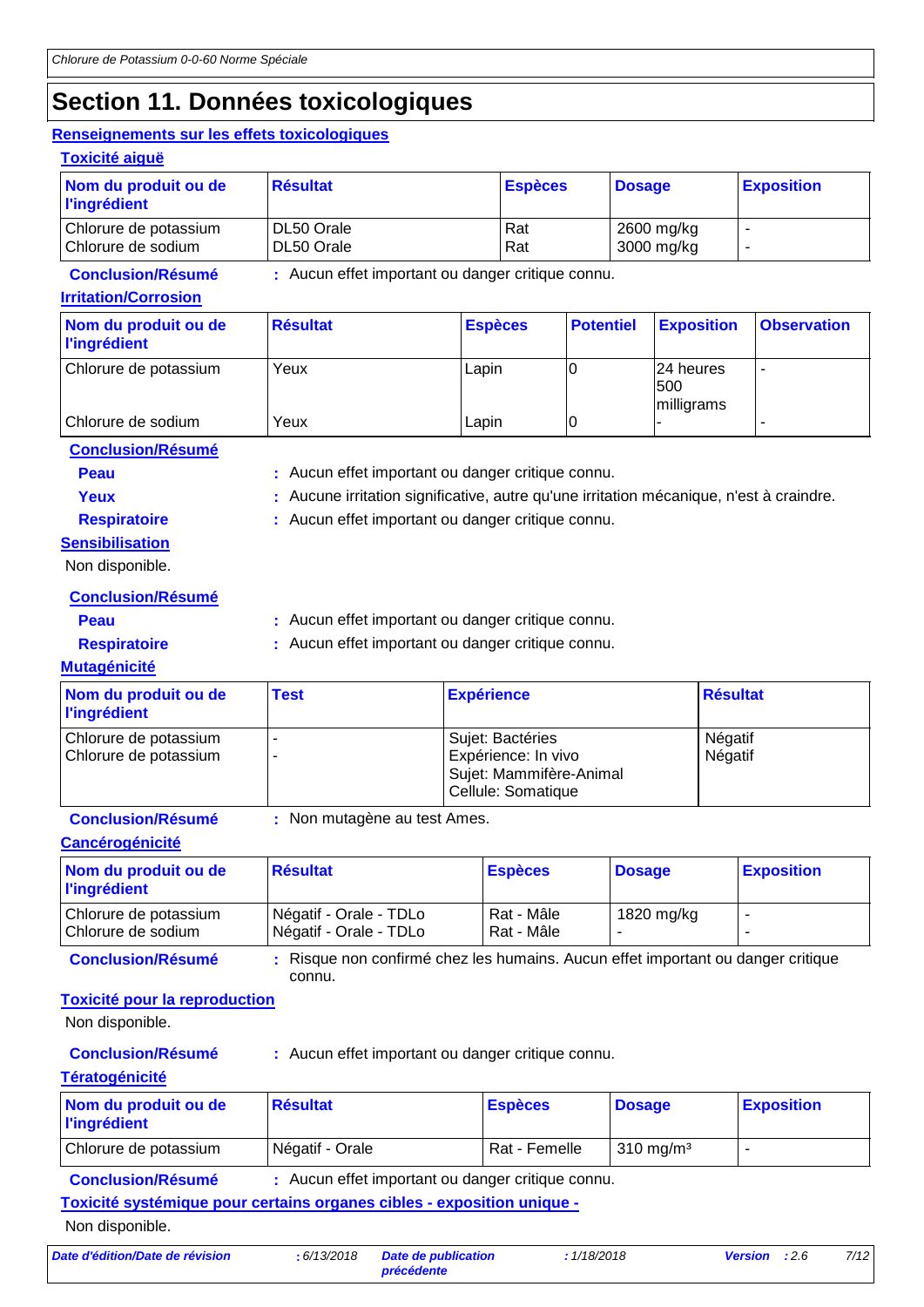# Section 11. Données toxicologiques

## Renseignements sur les effets toxicologiques

### Toxicité aiguë

| Nom du produit ou de l'ingrédient | Résultat | Espèces | Dosage | Exposition |
|---|---|---|---|---|
| Chlorure de potassium | DL50 Orale | Rat | 2600 mg/kg | - |
| Chlorure de sodium | DL50 Orale | Rat | 3000 mg/kg | - |

**Conclusion/Résumé** : Aucun effet important ou danger critique connu.

### Irritation/Corrosion

| Nom du produit ou de l'ingrédient | Résultat | Espèces | Potentiel | Exposition | Observation |
|---|---|---|---|---|---|
| Chlorure de potassium | Yeux | Lapin | 0 | 24 heures 500 milligrams | - |
| Chlorure de sodium | Yeux | Lapin | 0 | - | - |

**Conclusion/Résumé**

**Peau** : Aucun effet important ou danger critique connu.

**Yeux** : Aucune irritation significative, autre qu'une irritation mécanique, n'est à craindre.

**Respiratoire** : Aucun effet important ou danger critique connu.

### Sensibilisation

Non disponible.

**Conclusion/Résumé**

**Peau** : Aucun effet important ou danger critique connu.

**Respiratoire** : Aucun effet important ou danger critique connu.

### Mutagénicité

| Nom du produit ou de l'ingrédient | Test | Expérience | Résultat |
|---|---|---|---|
| Chlorure de potassium | - | Sujet: Bactéries | Négatif |
| Chlorure de potassium | - | Expérience: In vivo<br>Sujet: Mammifère-Animal<br>Cellule: Somatique | Négatif |

**Conclusion/Résumé** : Non mutagène au test Ames.

### Cancérogénicité

| Nom du produit ou de l'ingrédient | Résultat | Espèces | Dosage | Exposition |
|---|---|---|---|---|
| Chlorure de potassium | Négatif - Orale - TDLo | Rat - Mâle | 1820 mg/kg | - |
| Chlorure de sodium | Négatif - Orale - TDLo | Rat - Mâle | - | - |

**Conclusion/Résumé** : Risque non confirmé chez les humains. Aucun effet important ou danger critique connu.

### Toxicité pour la reproduction

Non disponible.

**Conclusion/Résumé** : Aucun effet important ou danger critique connu.

### Tératogénicité

| Nom du produit ou de l'ingrédient | Résultat | Espèces | Dosage | Exposition |
|---|---|---|---|---|
| Chlorure de potassium | Négatif - Orale | Rat - Femelle | 310 mg/m³ | - |

**Conclusion/Résumé** : Aucun effet important ou danger critique connu.

### Toxicité systémique pour certains organes cibles - exposition unique -

Non disponible.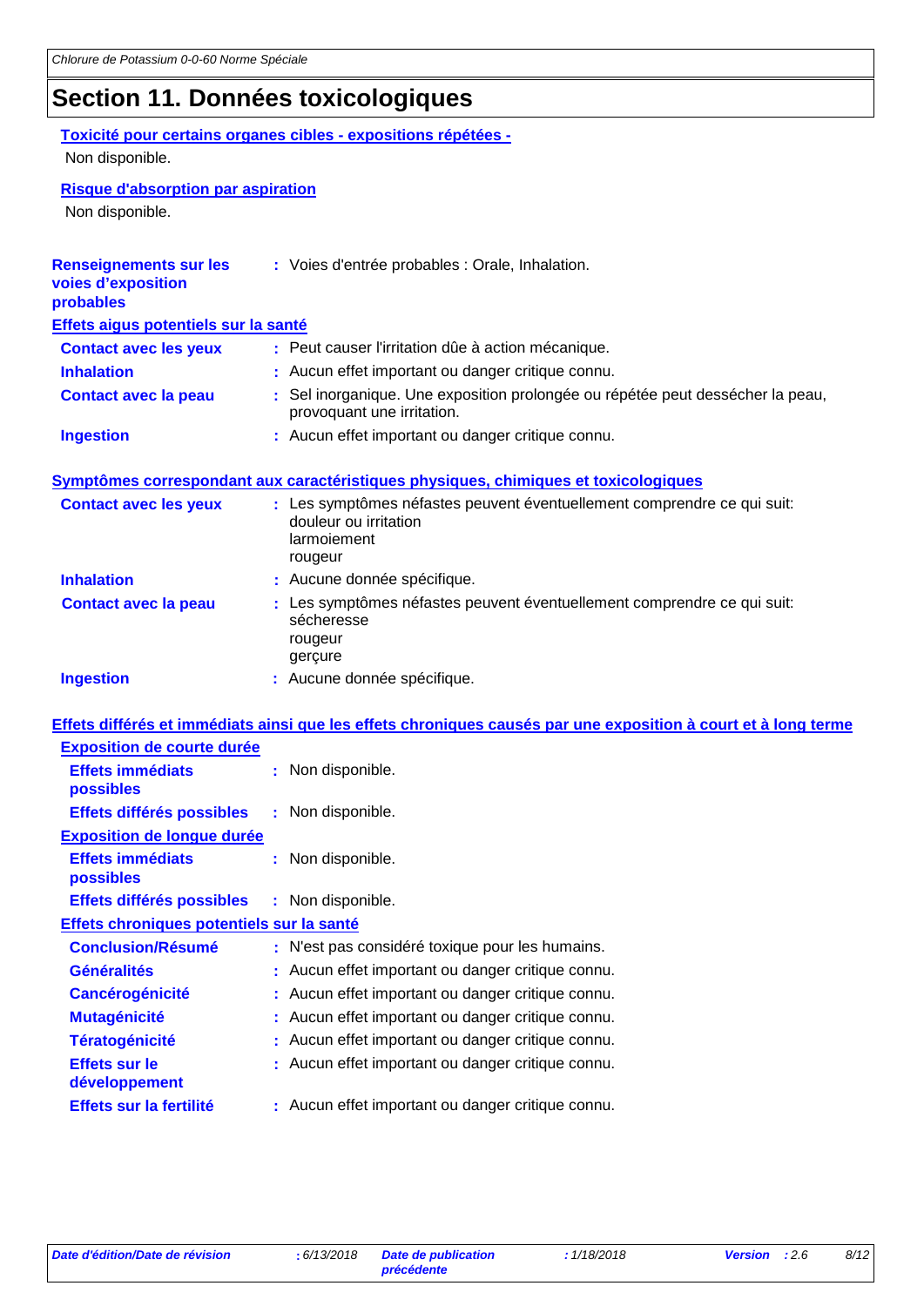# Section 11. Données toxicologiques

**Toxicité pour certains organes cibles - expositions répétées -**

Non disponible.

**Risque d'absorption par aspiration**

Non disponible.

**Renseignements sur les voies d'exposition probables** : Voies d'entrée probables : Orale, Inhalation.

**Effets aigus potentiels sur la santé**

| | |
|---|---|
| **Contact avec les yeux** | : Peut causer l'irritation dûe à action mécanique. |
| **Inhalation** | : Aucun effet important ou danger critique connu. |
| **Contact avec la peau** | : Sel inorganique. Une exposition prolongée ou répétée peut dessécher la peau, provoquant une irritation. |
| **Ingestion** | : Aucun effet important ou danger critique connu. |

**Symptômes correspondant aux caractéristiques physiques, chimiques et toxicologiques**

| | |
|---|---|
| **Contact avec les yeux** | : Les symptômes néfastes peuvent éventuellement comprendre ce qui suit: douleur ou irritation larmoiement rougeur |
| **Inhalation** | : Aucune donnée spécifique. |
| **Contact avec la peau** | : Les symptômes néfastes peuvent éventuellement comprendre ce qui suit: sécheresse rougeur gerçure |
| **Ingestion** | : Aucune donnée spécifique. |

**Effets différés et immédiats ainsi que les effets chroniques causés par une exposition à court et à long terme**

**Exposition de courte durée**

| | |
|---|---|
| **Effets immédiats possibles** | : Non disponible. |
| **Effets différés possibles** | : Non disponible. |

**Exposition de longue durée**

| | |
|---|---|
| **Effets immédiats possibles** | : Non disponible. |
| **Effets différés possibles** | : Non disponible. |

**Effets chroniques potentiels sur la santé**

| | |
|---|---|
| **Conclusion/Résumé** | : N'est pas considéré toxique pour les humains. |
| **Généralités** | : Aucun effet important ou danger critique connu. |
| **Cancérogénicité** | : Aucun effet important ou danger critique connu. |
| **Mutagénicité** | : Aucun effet important ou danger critique connu. |
| **Tératogénicité** | : Aucun effet important ou danger critique connu. |
| **Effets sur le développement** | : Aucun effet important ou danger critique connu. |
| **Effets sur la fertilité** | : Aucun effet important ou danger critique connu. |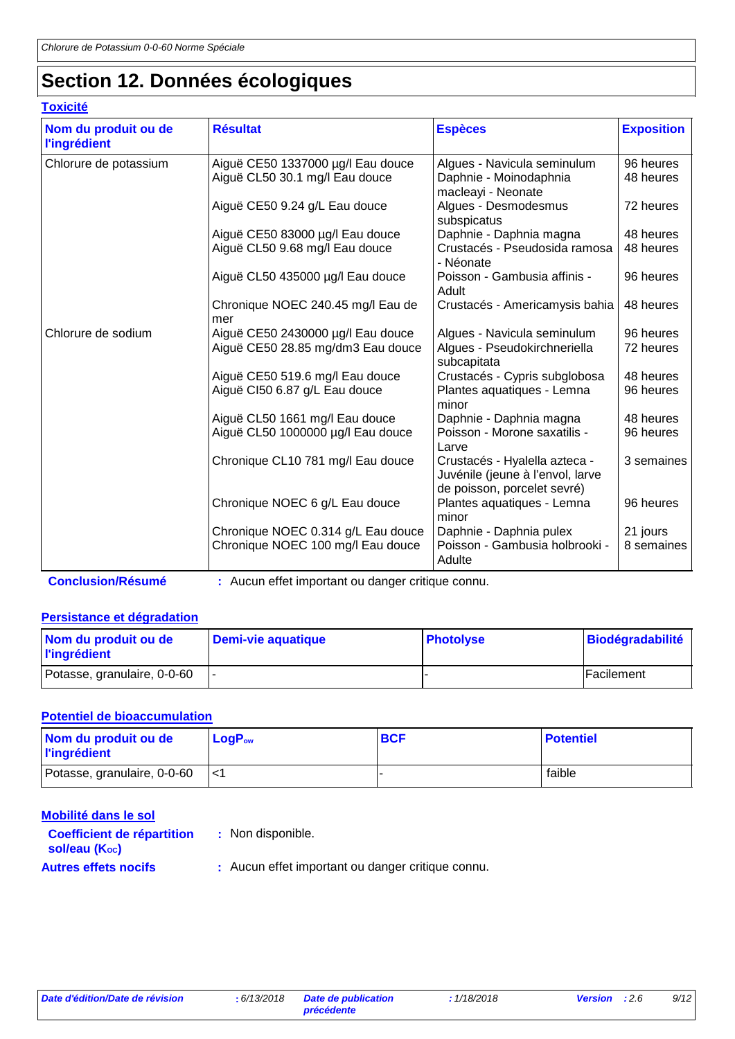# Section 12. Données écologiques

## Toxicité

| Nom du produit ou de l'ingrédient | Résultat | Espèces | Exposition |
|---|---|---|---|
| Chlorure de potassium | Aiguë CE50 1337000 µg/l Eau douce | Algues - Navicula seminulum | 96 heures |
| | Aiguë CL50 30.1 mg/l Eau douce | Daphnie - Moinodaphnia macleayi - Neonate | 48 heures |
| | Aiguë CE50 9.24 g/L Eau douce | Algues - Desmodesmus subspicatus | 72 heures |
| | Aiguë CE50 83000 µg/l Eau douce | Daphnie - Daphnia magna | 48 heures |
| | Aiguë CL50 9.68 mg/l Eau douce | Crustacés - Pseudosida ramosa - Néonate | 48 heures |
| | Aiguë CL50 435000 µg/l Eau douce | Poisson - Gambusia affinis - Adult | 96 heures |
| | Chronique NOEC 240.45 mg/l Eau de mer | Crustacés - Americamysis bahia | 48 heures |
| Chlorure de sodium | Aiguë CE50 2430000 µg/l Eau douce | Algues - Navicula seminulum | 96 heures |
| | Aiguë CE50 28.85 mg/dm3 Eau douce | Algues - Pseudokirchneriella subcapitata | 72 heures |
| | Aiguë CE50 519.6 mg/l Eau douce | Crustacés - Cypris subglobosa | 48 heures |
| | Aiguë CI50 6.87 g/L Eau douce | Plantes aquatiques - Lemna minor | 96 heures |
| | Aiguë CL50 1661 mg/l Eau douce | Daphnie - Daphnia magna | 48 heures |
| | Aiguë CL50 1000000 µg/l Eau douce | Poisson - Morone saxatilis - Larve | 96 heures |
| | Chronique CL10 781 mg/l Eau douce | Crustacés - Hyalella azteca - Juvénile (jeune à l'envol, larve de poisson, porcelet sevré) | 3 semaines |
| | Chronique NOEC 6 g/L Eau douce | Plantes aquatiques - Lemna minor | 96 heures |
| | Chronique NOEC 0.314 g/L Eau douce | Daphnie - Daphnia pulex | 21 jours |
| | Chronique NOEC 100 mg/l Eau douce | Poisson - Gambusia holbrooki - Adulte | 8 semaines |

**Conclusion/Résumé** : Aucun effet important ou danger critique connu.

## Persistance et dégradation

| Nom du produit ou de l'ingrédient | Demi-vie aquatique | Photolyse | Biodégradabilité |
|---|---|---|---|
| Potasse, granulaire, 0-0-60 | - | - | Facilement |

## Potentiel de bioaccumulation

| Nom du produit ou de l'ingrédient | $LogP_{ow}$ | BCF | Potentiel |
|---|---|---|---|
| Potasse, granulaire, 0-0-60 | <1 | - | faible |

## Mobilité dans le sol

**Coefficient de répartition sol/eau ($K_{OC}$)** : Non disponible.

**Autres effets nocifs** : Aucun effet important ou danger critique connu.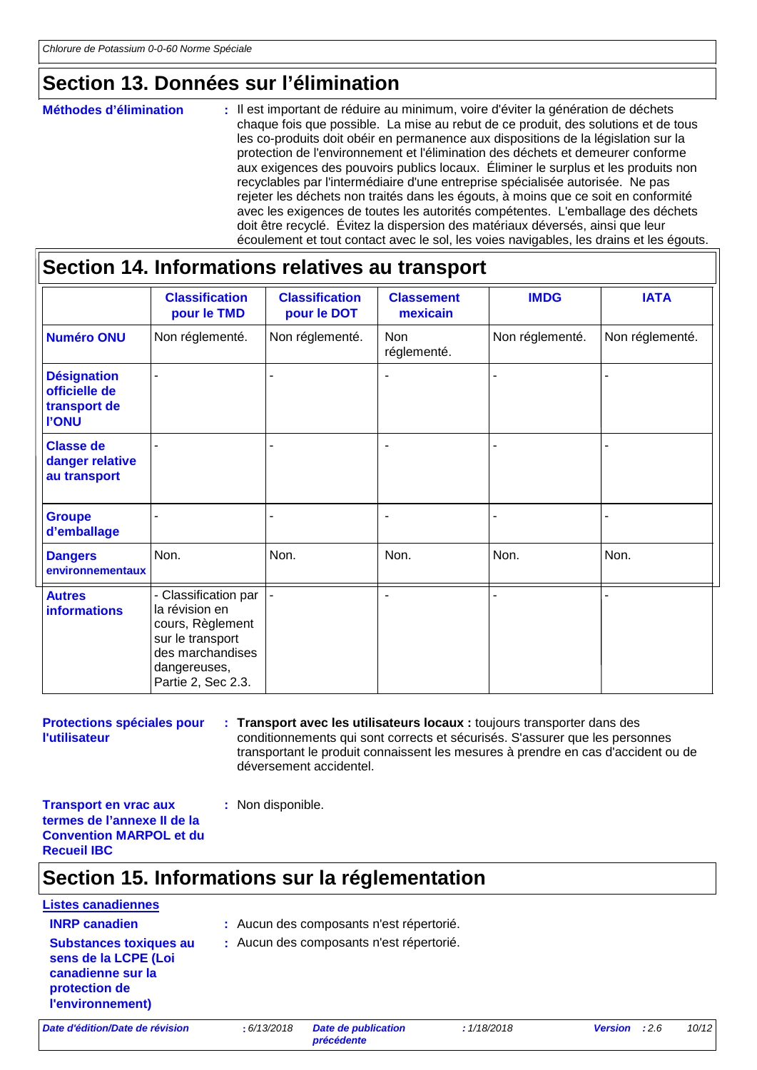## Section 13. Données sur l'élimination

**Méthodes d'élimination** : Il est important de réduire au minimum, voire d'éviter la génération de déchets chaque fois que possible. La mise au rebut de ce produit, des solutions et de tous les co-produits doit obéir en permanence aux dispositions de la législation sur la protection de l'environnement et l'élimination des déchets et demeurer conforme aux exigences des pouvoirs publics locaux. Éliminer le surplus et les produits non recyclables par l'intermédiaire d'une entreprise spécialisée autorisée. Ne pas rejeter les déchets non traités dans les égouts, à moins que ce soit en conformité avec les exigences de toutes les autorités compétentes. L'emballage des déchets doit être recyclé. Évitez la dispersion des matériaux déversés, ainsi que leur écoulement et tout contact avec le sol, les voies navigables, les drains et les égouts.

## Section 14. Informations relatives au transport

| | Classification pour le TMD | Classification pour le DOT | Classement mexicain | IMDG | IATA |
|---|---|---|---|---|---|
| **Numéro ONU** | Non réglementé. | Non réglementé. | Non réglementé. | Non réglementé. | Non réglementé. |
| **Désignation officielle de transport de l'ONU** | - | - | - | - | - |
| **Classe de danger relative au transport** | - | - | - | - | - |
| **Groupe d'emballage** | - | - | - | - | - |
| **Dangers environnementaux** | Non. | Non. | Non. | Non. | Non. |
| **Autres informations** | - Classification par la révision en cours, Règlement sur le transport des marchandises dangereuses, Partie 2, Sec 2.3. | - | - | - | - |

**Protections spéciales pour l'utilisateur** : **Transport avec les utilisateurs locaux :** toujours transporter dans des conditionnements qui sont corrects et sécurisés. S'assurer que les personnes transportant le produit connaissent les mesures à prendre en cas d'accident ou de déversement accidentel.

**Transport en vrac aux termes de l'annexe II de la Convention MARPOL et du Recueil IBC** : Non disponible.

## Section 15. Informations sur la réglementation

**Listes canadiennes**

**INRP canadien** : Aucun des composants n'est répertorié.

**Substances toxiques au sens de la LCPE (Loi canadienne sur la protection de l'environnement)** : Aucun des composants n'est répertorié.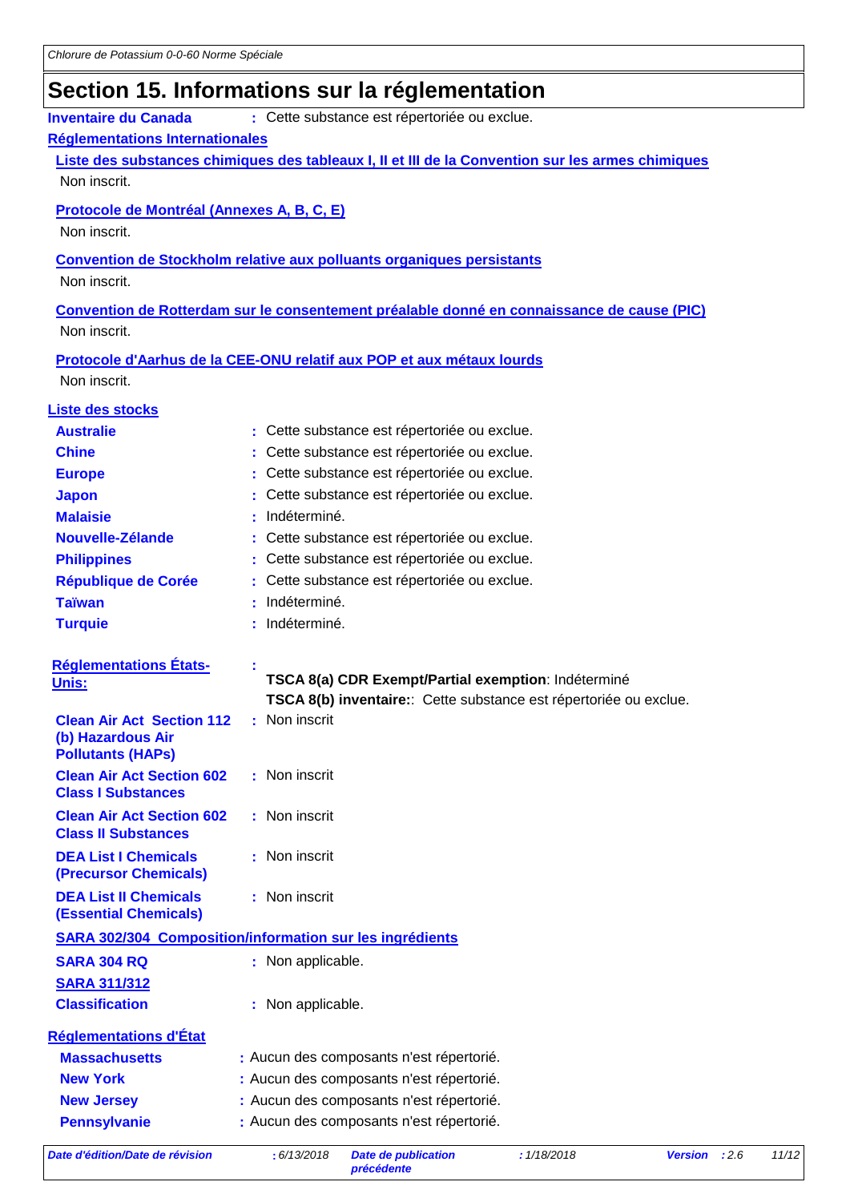## Section 15. Informations sur la réglementation

**Inventaire du Canada** : Cette substance est répertoriée ou exclue.

**Réglementations Internationales**

**Liste des substances chimiques des tableaux I, II et III de la Convention sur les armes chimiques**

Non inscrit.

**Protocole de Montréal (Annexes A, B, C, E)**

Non inscrit.

**Convention de Stockholm relative aux polluants organiques persistants**

Non inscrit.

**Convention de Rotterdam sur le consentement préalable donné en connaissance de cause (PIC)**

Non inscrit.

**Protocole d'Aarhus de la CEE-ONU relatif aux POP et aux métaux lourds**

Non inscrit.

**Liste des stocks**

| | |
|---|---|
| **Australie** | : Cette substance est répertoriée ou exclue. |
| **Chine** | : Cette substance est répertoriée ou exclue. |
| **Europe** | : Cette substance est répertoriée ou exclue. |
| **Japon** | : Cette substance est répertoriée ou exclue. |
| **Malaisie** | : Indéterminé. |
| **Nouvelle-Zélande** | : Cette substance est répertoriée ou exclue. |
| **Philippines** | : Cette substance est répertoriée ou exclue. |
| **République de Corée** | : Cette substance est répertoriée ou exclue. |
| **Taïwan** | : Indéterminé. |
| **Turquie** | : Indéterminé. |

**Réglementations États-Unis:** :

**TSCA 8(a) CDR Exempt/Partial exemption**: Indéterminé

**TSCA 8(b) inventaire:**: Cette substance est répertoriée ou exclue.

| | |
|---|---|
| **Clean Air Act Section 112 (b) Hazardous Air Pollutants (HAPs)** | : Non inscrit |
| **Clean Air Act Section 602 Class I Substances** | : Non inscrit |
| **Clean Air Act Section 602 Class II Substances** | : Non inscrit |
| **DEA List I Chemicals (Precursor Chemicals)** | : Non inscrit |
| **DEA List II Chemicals (Essential Chemicals)** | : Non inscrit |

**SARA 302/304 Composition/information sur les ingrédients**

**SARA 304 RQ** : Non applicable.

**SARA 311/312**

**Classification** : Non applicable.

**Réglementations d'État**

| | |
|---|---|
| **Massachusetts** | : Aucun des composants n'est répertorié. |
| **New York** | : Aucun des composants n'est répertorié. |
| **New Jersey** | : Aucun des composants n'est répertorié. |
| **Pennsylvanie** | : Aucun des composants n'est répertorié. |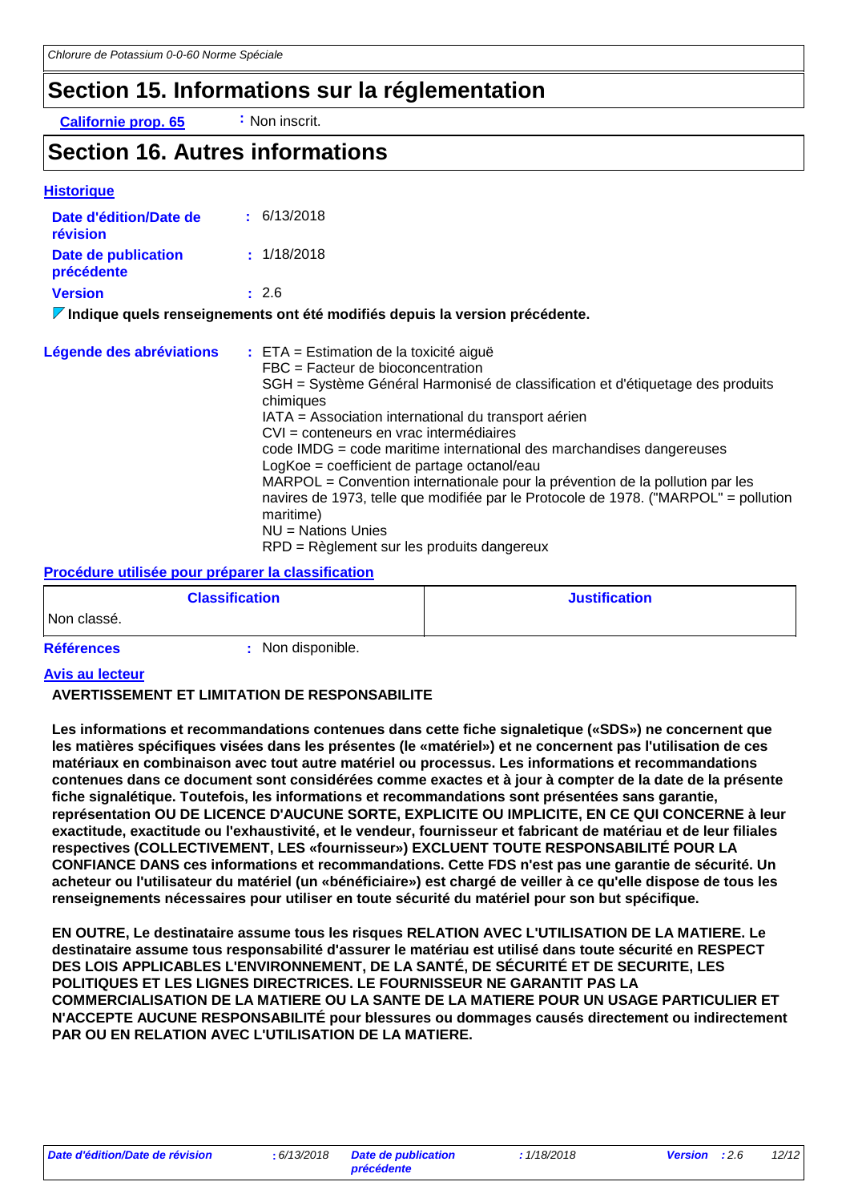## Section 15. Informations sur la réglementation

**Californie prop. 65** : Non inscrit.

## Section 16. Autres informations

**Historique**

**Date d'édition/Date de révision** : 6/13/2018

**Date de publication précédente** : 1/18/2018

**Version** : 2.6

**Indique quels renseignements ont été modifiés depuis la version précédente.**

**Légende des abréviations** : ETA = Estimation de la toxicité aiguë
FBC = Facteur de bioconcentration
SGH = Système Général Harmonisé de classification et d'étiquetage des produits chimiques
IATA = Association international du transport aérien
CVI = conteneurs en vrac intermédiaires
code IMDG = code maritime international des marchandises dangereuses
LogKoe = coefficient de partage octanol/eau
MARPOL = Convention internationale pour la prévention de la pollution par les navires de 1973, telle que modifiée par le Protocole de 1978. ("MARPOL" = pollution maritime)
NU = Nations Unies
RPD = Règlement sur les produits dangereux

**Procédure utilisée pour préparer la classification**

| Classification | Justification |
|---|---|
| Non classé. | |

**Références** : Non disponible.

**Avis au lecteur**

**AVERTISSEMENT ET LIMITATION DE RESPONSABILITE**

**Les informations et recommandations contenues dans cette fiche signaletique («SDS») ne concernent que les matières spécifiques visées dans les présentes (le «matériel») et ne concernent pas l'utilisation de ces matériaux en combinaison avec tout autre matériel ou processus. Les informations et recommandations contenues dans ce document sont considérées comme exactes et à jour à compter de la date de la présente fiche signalétique. Toutefois, les informations et recommandations sont présentées sans garantie, représentation OU DE LICENCE D'AUCUNE SORTE, EXPLICITE OU IMPLICITE, EN CE QUI CONCERNE à leur exactitude, exactitude ou l'exhaustivité, et le vendeur, fournisseur et fabricant de matériau et de leur filiales respectives (COLLECTIVEMENT, LES «fournisseur») EXCLUENT TOUTE RESPONSABILITÉ POUR LA CONFIANCE DANS ces informations et recommandations. Cette FDS n'est pas une garantie de sécurité. Un acheteur ou l'utilisateur du matériel (un «bénéficiaire») est chargé de veiller à ce qu'elle dispose de tous les renseignements nécessaires pour utiliser en toute sécurité du matériel pour son but spécifique.**

**EN OUTRE, Le destinataire assume tous les risques RELATION AVEC L'UTILISATION DE LA MATIERE. Le destinataire assume tous responsabilité d'assurer le matériau est utilisé dans toute sécurité en RESPECT DES LOIS APPLICABLES L'ENVIRONNEMENT, DE LA SANTÉ, DE SÉCURITÉ ET DE SECURITE, LES POLITIQUES ET LES LIGNES DIRECTRICES. LE FOURNISSEUR NE GARANTIT PAS LA COMMERCIALISATION DE LA MATIERE OU LA SANTE DE LA MATIERE POUR UN USAGE PARTICULIER ET N'ACCEPTE AUCUNE RESPONSABILITÉ pour blessures ou dommages causés directement ou indirectement PAR OU EN RELATION AVEC L'UTILISATION DE LA MATIERE.**